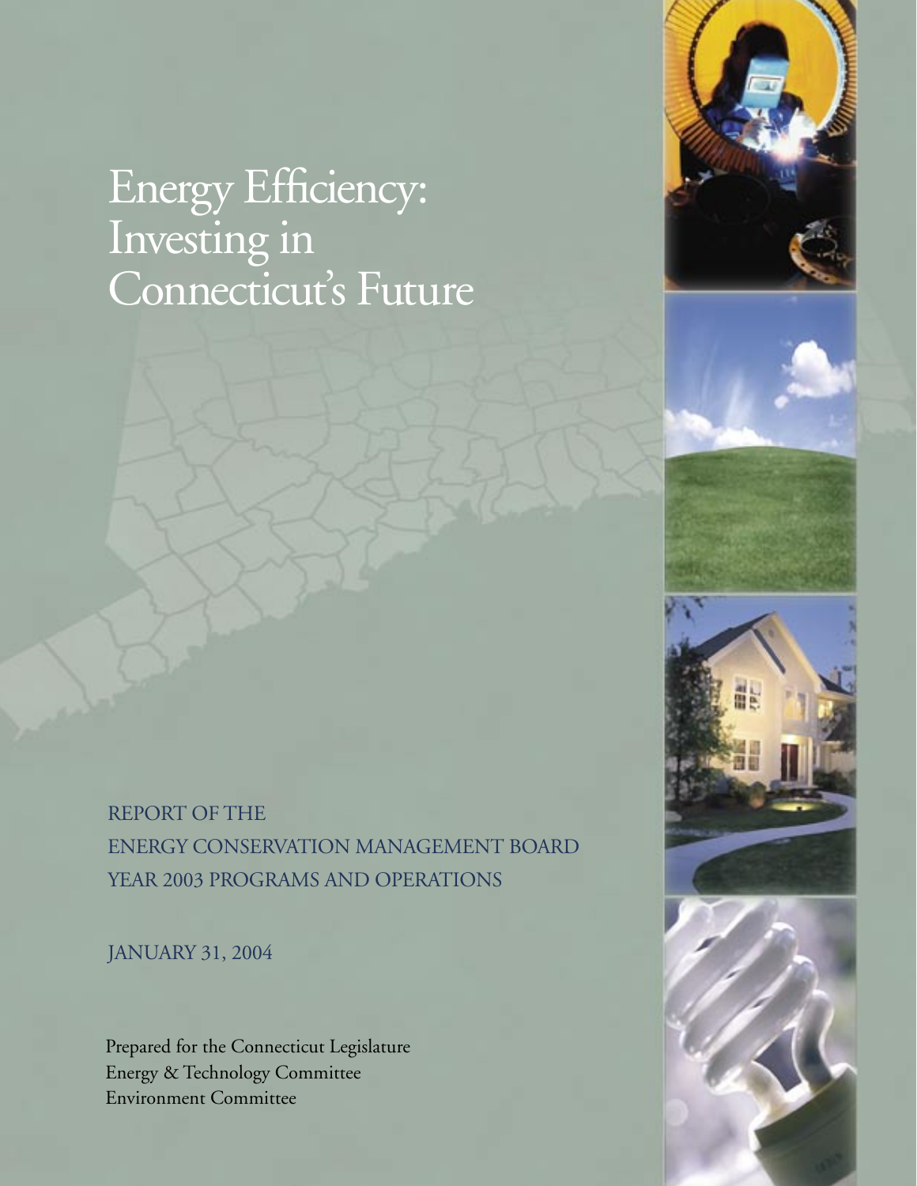# Energy Efficiency: Investing in Connecticut's Future

REPORT OF THE
ENERGY CONSERVATION MANAGEMENT BOARD
YEAR 2003 PROGRAMS AND OPERATIONS

JANUARY 31, 2004

Prepared for the Connecticut Legislature
Energy & Technology Committee
Environment Committee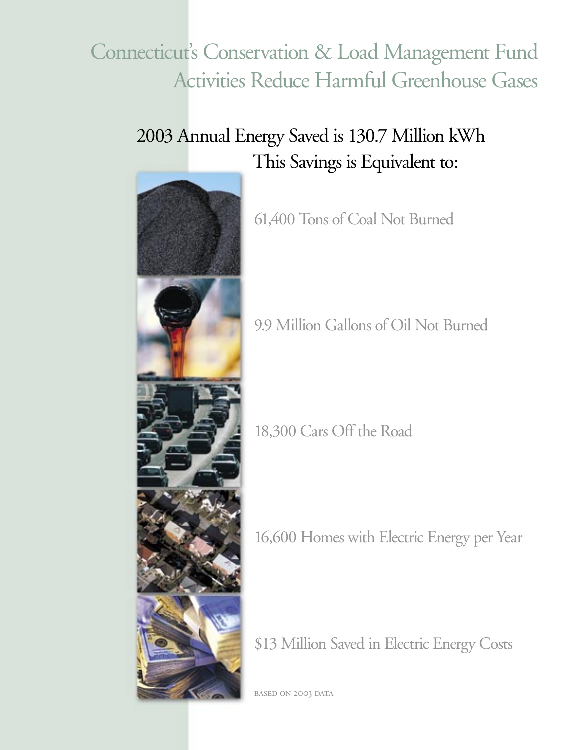# Connecticut's Conservation & Load Management Fund Activities Reduce Harmful Greenhouse Gases

## 2003 Annual Energy Saved is 130.7 Million kWh
## This Savings is Equivalent to:

61,400 Tons of Coal Not Burned

9.9 Million Gallons of Oil Not Burned

18,300 Cars Off the Road

16,600 Homes with Electric Energy per Year

$13 Million Saved in Electric Energy Costs

BASED ON 2003 DATA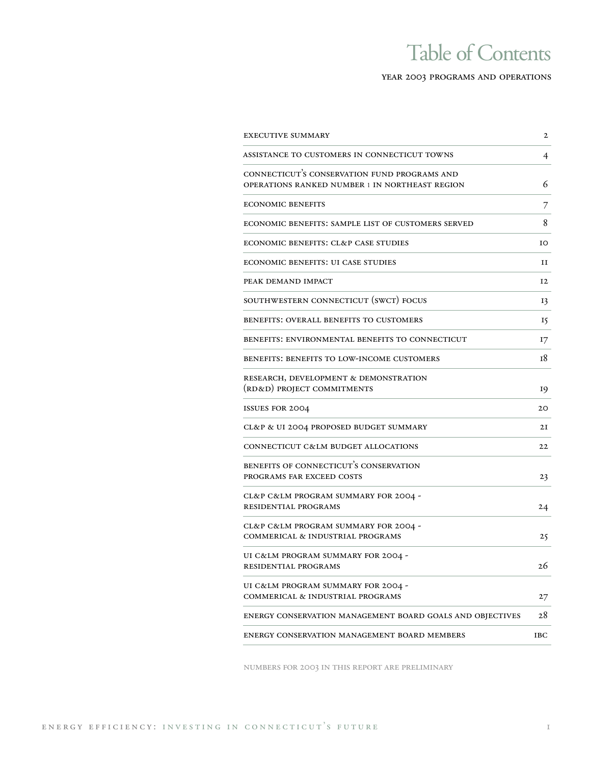# Table of Contents

YEAR 2003 PROGRAMS AND OPERATIONS

| | |
|---|---|
| EXECUTIVE SUMMARY | 2 |
| ASSISTANCE TO CUSTOMERS IN CONNECTICUT TOWNS | 4 |
| CONNECTICUT'S CONSERVATION FUND PROGRAMS AND OPERATIONS RANKED NUMBER 1 IN NORTHEAST REGION | 6 |
| ECONOMIC BENEFITS | 7 |
| ECONOMIC BENEFITS: SAMPLE LIST OF CUSTOMERS SERVED | 8 |
| ECONOMIC BENEFITS: CL&P CASE STUDIES | 10 |
| ECONOMIC BENEFITS: UI CASE STUDIES | 11 |
| PEAK DEMAND IMPACT | 12 |
| SOUTHWESTERN CONNECTICUT (SWCT) FOCUS | 13 |
| BENEFITS: OVERALL BENEFITS TO CUSTOMERS | 15 |
| BENEFITS: ENVIRONMENTAL BENEFITS TO CONNECTICUT | 17 |
| BENEFITS: BENEFITS TO LOW-INCOME CUSTOMERS | 18 |
| RESEARCH, DEVELOPMENT & DEMONSTRATION (RD&D) PROJECT COMMITMENTS | 19 |
| ISSUES FOR 2004 | 20 |
| CL&P & UI 2004 PROPOSED BUDGET SUMMARY | 21 |
| CONNECTICUT C&LM BUDGET ALLOCATIONS | 22 |
| BENEFITS OF CONNECTICUT'S CONSERVATION PROGRAMS FAR EXCEED COSTS | 23 |
| CL&P C&LM PROGRAM SUMMARY FOR 2004 - RESIDENTIAL PROGRAMS | 24 |
| CL&P C&LM PROGRAM SUMMARY FOR 2004 - COMMERICAL & INDUSTRIAL PROGRAMS | 25 |
| UI C&LM PROGRAM SUMMARY FOR 2004 - RESIDENTIAL PROGRAMS | 26 |
| UI C&LM PROGRAM SUMMARY FOR 2004 - COMMERICAL & INDUSTRIAL PROGRAMS | 27 |
| ENERGY CONSERVATION MANAGEMENT BOARD GOALS AND OBJECTIVES | 28 |
| ENERGY CONSERVATION MANAGEMENT BOARD MEMBERS | IBC |

NUMBERS FOR 2003 IN THIS REPORT ARE PRELIMINARY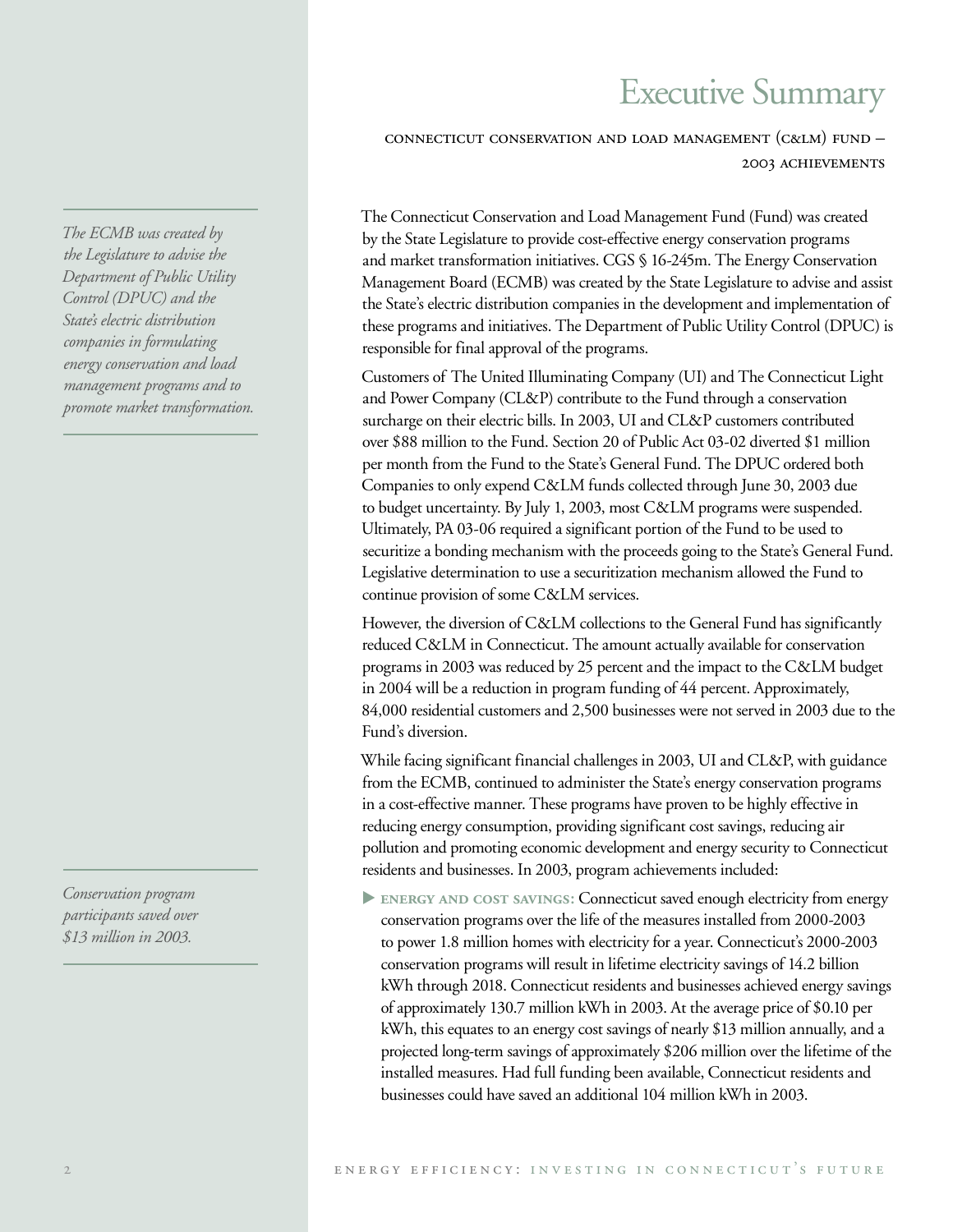# Executive Summary

## Connecticut Conservation and Load Management (C&LM) Fund – 2003 Achievements

*The ECMB was created by the Legislature to advise the Department of Public Utility Control (DPUC) and the State's electric distribution companies in formulating energy conservation and load management programs and to promote market transformation.*

The Connecticut Conservation and Load Management Fund (Fund) was created by the State Legislature to provide cost-effective energy conservation programs and market transformation initiatives. CGS § 16-245m. The Energy Conservation Management Board (ECMB) was created by the State Legislature to advise and assist the State's electric distribution companies in the development and implementation of these programs and initiatives. The Department of Public Utility Control (DPUC) is responsible for final approval of the programs.

Customers of The United Illuminating Company (UI) and The Connecticut Light and Power Company (CL&P) contribute to the Fund through a conservation surcharge on their electric bills. In 2003, UI and CL&P customers contributed over $88 million to the Fund. Section 20 of Public Act 03-02 diverted $1 million per month from the Fund to the State's General Fund. The DPUC ordered both Companies to only expend C&LM funds collected through June 30, 2003 due to budget uncertainty. By July 1, 2003, most C&LM programs were suspended. Ultimately, PA 03-06 required a significant portion of the Fund to be used to securitize a bonding mechanism with the proceeds going to the State's General Fund. Legislative determination to use a securitization mechanism allowed the Fund to continue provision of some C&LM services.

However, the diversion of C&LM collections to the General Fund has significantly reduced C&LM in Connecticut. The amount actually available for conservation programs in 2003 was reduced by 25 percent and the impact to the C&LM budget in 2004 will be a reduction in program funding of 44 percent. Approximately, 84,000 residential customers and 2,500 businesses were not served in 2003 due to the Fund's diversion.

While facing significant financial challenges in 2003, UI and CL&P, with guidance from the ECMB, continued to administer the State's energy conservation programs in a cost-effective manner. These programs have proven to be highly effective in reducing energy consumption, providing significant cost savings, reducing air pollution and promoting economic development and energy security to Connecticut residents and businesses. In 2003, program achievements included:

*Conservation program participants saved over $13 million in 2003.*

- **Energy and Cost Savings:** Connecticut saved enough electricity from energy conservation programs over the life of the measures installed from 2000-2003 to power 1.8 million homes with electricity for a year. Connecticut's 2000-2003 conservation programs will result in lifetime electricity savings of 14.2 billion kWh through 2018. Connecticut residents and businesses achieved energy savings of approximately 130.7 million kWh in 2003. At the average price of $0.10 per kWh, this equates to an energy cost savings of nearly $13 million annually, and a projected long-term savings of approximately $206 million over the lifetime of the installed measures. Had full funding been available, Connecticut residents and businesses could have saved an additional 104 million kWh in 2003.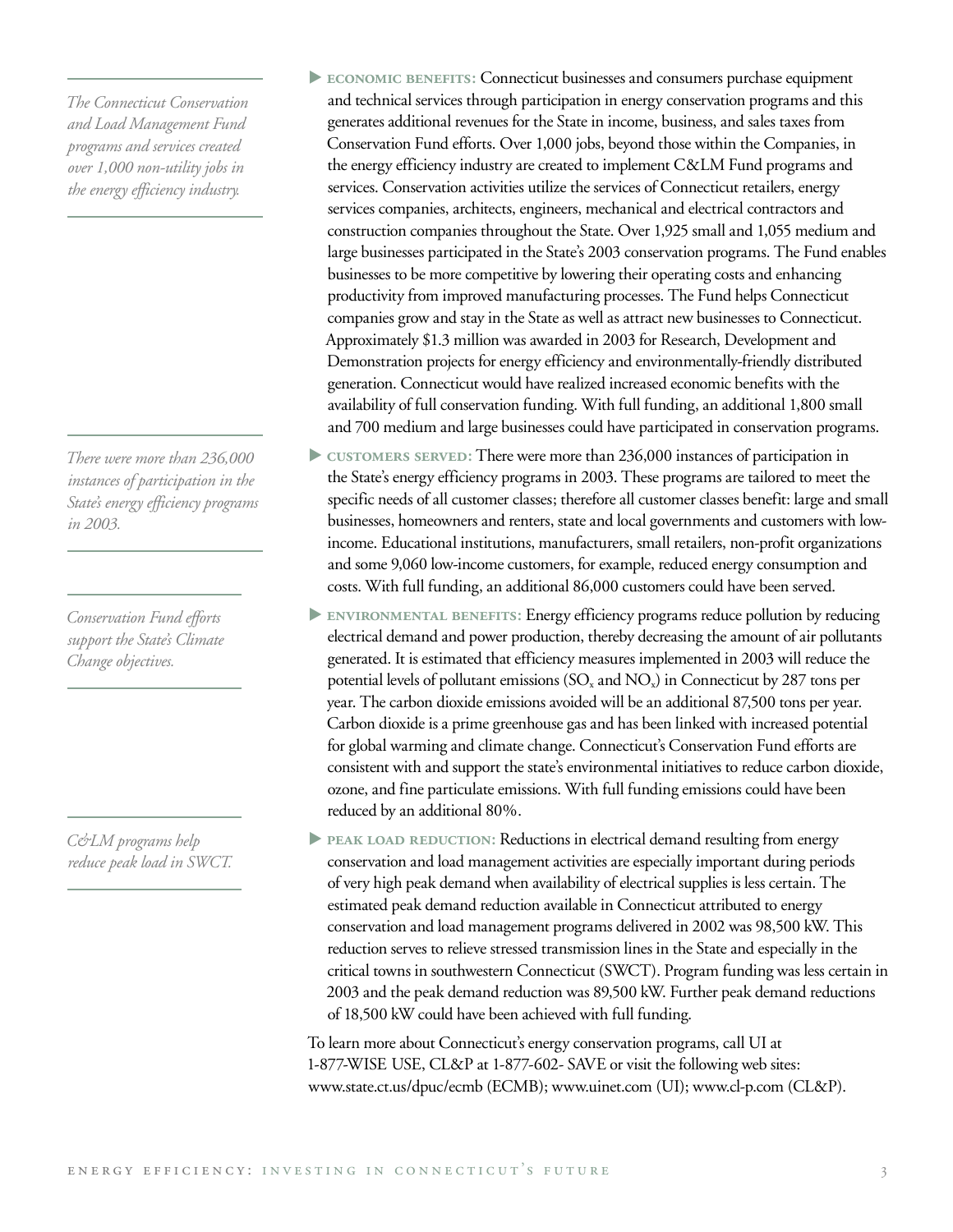*The Connecticut Conservation and Load Management Fund programs and services created over 1,000 non-utility jobs in the energy efficiency industry.*

▶ **ECONOMIC BENEFITS:** Connecticut businesses and consumers purchase equipment and technical services through participation in energy conservation programs and this generates additional revenues for the State in income, business, and sales taxes from Conservation Fund efforts. Over 1,000 jobs, beyond those within the Companies, in the energy efficiency industry are created to implement C&LM Fund programs and services. Conservation activities utilize the services of Connecticut retailers, energy services companies, architects, engineers, mechanical and electrical contractors and construction companies throughout the State. Over 1,925 small and 1,055 medium and large businesses participated in the State's 2003 conservation programs. The Fund enables businesses to be more competitive by lowering their operating costs and enhancing productivity from improved manufacturing processes. The Fund helps Connecticut companies grow and stay in the State as well as attract new businesses to Connecticut. Approximately $1.3 million was awarded in 2003 for Research, Development and Demonstration projects for energy efficiency and environmentally-friendly distributed generation. Connecticut would have realized increased economic benefits with the availability of full conservation funding. With full funding, an additional 1,800 small and 700 medium and large businesses could have participated in conservation programs.

*There were more than 236,000 instances of participation in the State's energy efficiency programs in 2003.*

▶ **CUSTOMERS SERVED:** There were more than 236,000 instances of participation in the State's energy efficiency programs in 2003. These programs are tailored to meet the specific needs of all customer classes; therefore all customer classes benefit: large and small businesses, homeowners and renters, state and local governments and customers with low-income. Educational institutions, manufacturers, small retailers, non-profit organizations and some 9,060 low-income customers, for example, reduced energy consumption and costs. With full funding, an additional 86,000 customers could have been served.

*Conservation Fund efforts support the State's Climate Change objectives.*

▶ **ENVIRONMENTAL BENEFITS:** Energy efficiency programs reduce pollution by reducing electrical demand and power production, thereby decreasing the amount of air pollutants generated. It is estimated that efficiency measures implemented in 2003 will reduce the potential levels of pollutant emissions ($SO_x$ and $NO_x$) in Connecticut by 287 tons per year. The carbon dioxide emissions avoided will be an additional 87,500 tons per year. Carbon dioxide is a prime greenhouse gas and has been linked with increased potential for global warming and climate change. Connecticut's Conservation Fund efforts are consistent with and support the state's environmental initiatives to reduce carbon dioxide, ozone, and fine particulate emissions. With full funding emissions could have been reduced by an additional 80%.

*C&LM programs help reduce peak load in SWCT.*

▶ **PEAK LOAD REDUCTION:** Reductions in electrical demand resulting from energy conservation and load management activities are especially important during periods of very high peak demand when availability of electrical supplies is less certain. The estimated peak demand reduction available in Connecticut attributed to energy conservation and load management programs delivered in 2002 was 98,500 kW. This reduction serves to relieve stressed transmission lines in the State and especially in the critical towns in southwestern Connecticut (SWCT). Program funding was less certain in 2003 and the peak demand reduction was 89,500 kW. Further peak demand reductions of 18,500 kW could have been achieved with full funding.

To learn more about Connecticut's energy conservation programs, call UI at 1-877-WISE USE, CL&P at 1-877-602- SAVE or visit the following web sites: www.state.ct.us/dpuc/ecmb (ECMB); www.uinet.com (UI); www.cl-p.com (CL&P).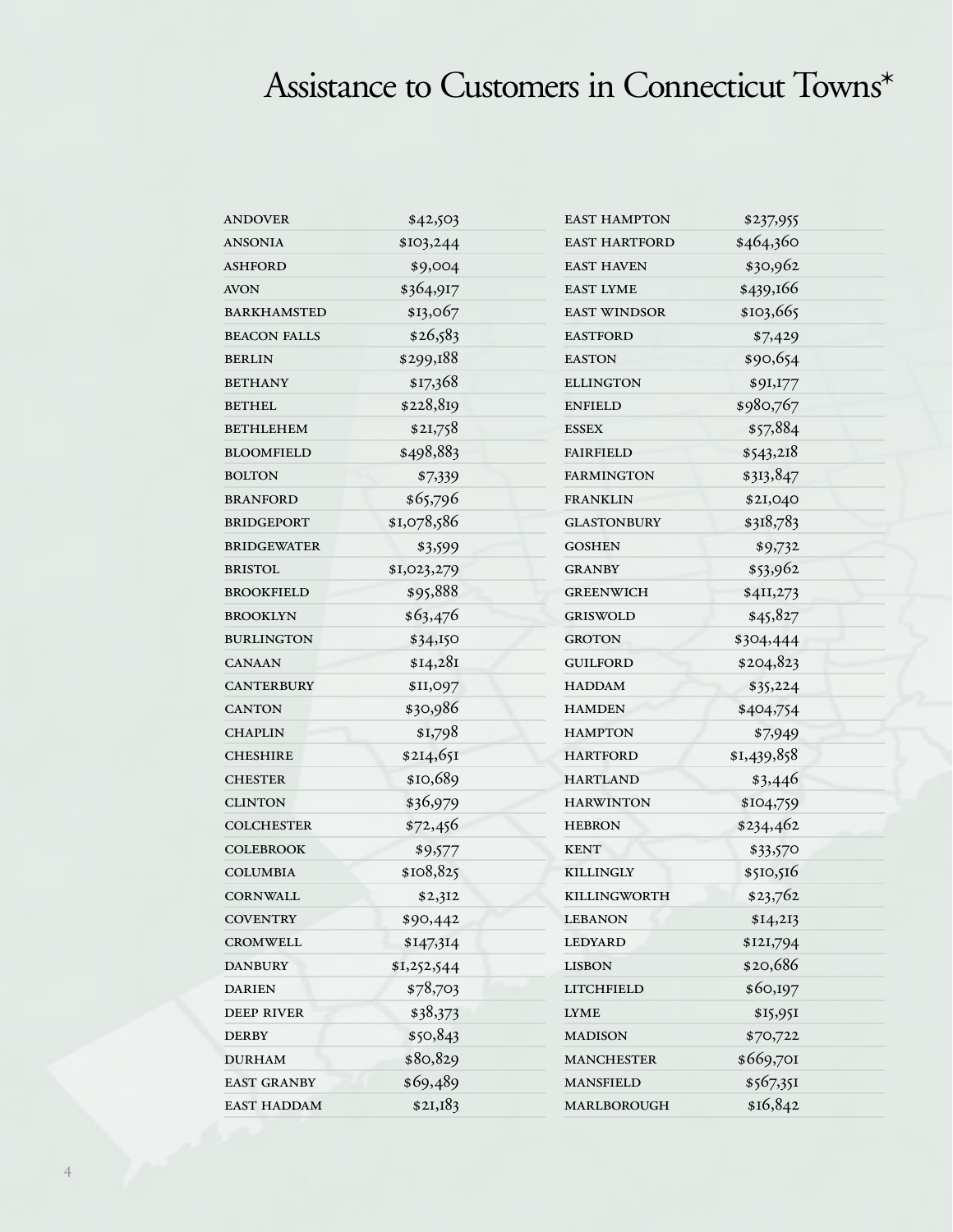# Assistance to Customers in Connecticut Towns*

| Town | Amount |
|---|---|
| ANDOVER | $42,503 |
| ANSONIA | $103,244 |
| ASHFORD | $9,004 |
| AVON | $364,917 |
| BARKHAMSTED | $13,067 |
| BEACON FALLS | $26,583 |
| BERLIN | $299,188 |
| BETHANY | $17,368 |
| BETHEL | $228,819 |
| BETHLEHEM | $21,758 |
| BLOOMFIELD | $498,883 |
| BOLTON | $7,339 |
| BRANFORD | $65,796 |
| BRIDGEPORT | $1,078,586 |
| BRIDGEWATER | $3,599 |
| BRISTOL | $1,023,279 |
| BROOKFIELD | $95,888 |
| BROOKLYN | $63,476 |
| BURLINGTON | $34,150 |
| CANAAN | $14,281 |
| CANTERBURY | $11,097 |
| CANTON | $30,986 |
| CHAPLIN | $1,798 |
| CHESHIRE | $214,651 |
| CHESTER | $10,689 |
| CLINTON | $36,979 |
| COLCHESTER | $72,456 |
| COLEBROOK | $9,577 |
| COLUMBIA | $108,825 |
| CORNWALL | $2,312 |
| COVENTRY | $90,442 |
| CROMWELL | $147,314 |
| DANBURY | $1,252,544 |
| DARIEN | $78,703 |
| DEEP RIVER | $38,373 |
| DERBY | $50,843 |
| DURHAM | $80,829 |
| EAST GRANBY | $69,489 |
| EAST HADDAM | $21,183 |
| EAST HAMPTON | $237,955 |
| EAST HARTFORD | $464,360 |
| EAST HAVEN | $30,962 |
| EAST LYME | $439,166 |
| EAST WINDSOR | $103,665 |
| EASTFORD | $7,429 |
| EASTON | $90,654 |
| ELLINGTON | $91,177 |
| ENFIELD | $980,767 |
| ESSEX | $57,884 |
| FAIRFIELD | $543,218 |
| FARMINGTON | $313,847 |
| FRANKLIN | $21,040 |
| GLASTONBURY | $318,783 |
| GOSHEN | $9,732 |
| GRANBY | $53,962 |
| GREENWICH | $411,273 |
| GRISWOLD | $45,827 |
| GROTON | $304,444 |
| GUILFORD | $204,823 |
| HADDAM | $35,224 |
| HAMDEN | $404,754 |
| HAMPTON | $7,949 |
| HARTFORD | $1,439,858 |
| HARTLAND | $3,446 |
| HARWINTON | $104,759 |
| HEBRON | $234,462 |
| KENT | $33,570 |
| KILLINGLY | $510,516 |
| KILLINGWORTH | $23,762 |
| LEBANON | $14,213 |
| LEDYARD | $121,794 |
| LISBON | $20,686 |
| LITCHFIELD | $60,197 |
| LYME | $15,951 |
| MADISON | $70,722 |
| MANCHESTER | $669,701 |
| MANSFIELD | $567,351 |
| MARLBOROUGH | $16,842 |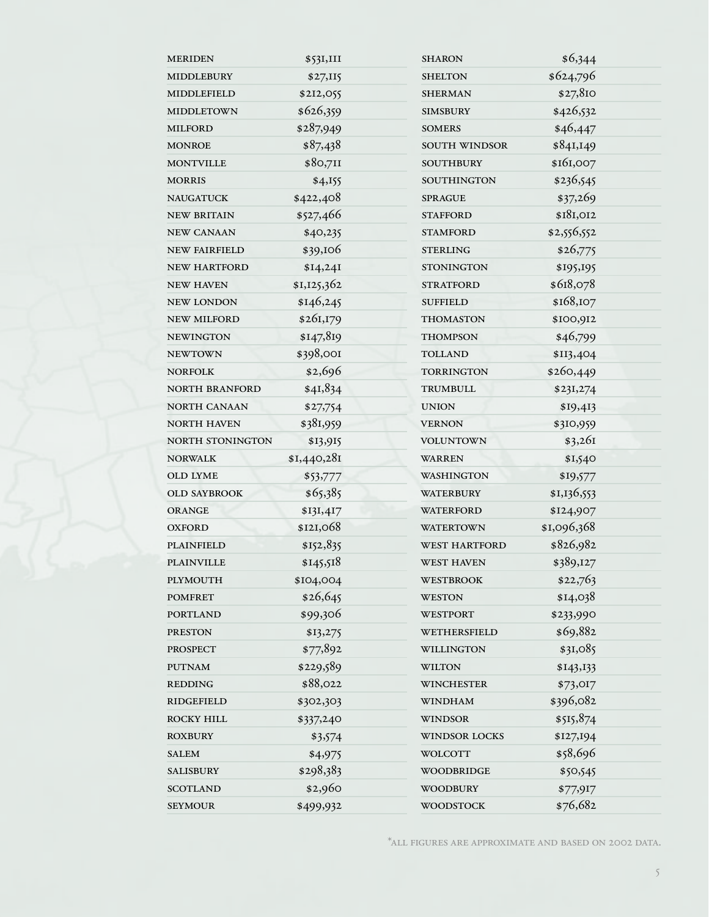| | |
|---|---|
| MERIDEN | $531,111 |
| MIDDLEBURY | $27,115 |
| MIDDLEFIELD | $212,055 |
| MIDDLETOWN | $626,359 |
| MILFORD | $287,949 |
| MONROE | $87,438 |
| MONTVILLE | $80,711 |
| MORRIS | $4,155 |
| NAUGATUCK | $422,408 |
| NEW BRITAIN | $527,466 |
| NEW CANAAN | $40,235 |
| NEW FAIRFIELD | $39,106 |
| NEW HARTFORD | $14,241 |
| NEW HAVEN | $1,125,362 |
| NEW LONDON | $146,245 |
| NEW MILFORD | $261,179 |
| NEWINGTON | $147,819 |
| NEWTOWN | $398,001 |
| NORFOLK | $2,696 |
| NORTH BRANFORD | $41,834 |
| NORTH CANAAN | $27,754 |
| NORTH HAVEN | $381,959 |
| NORTH STONINGTON | $13,915 |
| NORWALK | $1,440,281 |
| OLD LYME | $53,777 |
| OLD SAYBROOK | $65,385 |
| ORANGE | $131,417 |
| OXFORD | $121,068 |
| PLAINFIELD | $152,835 |
| PLAINVILLE | $145,518 |
| PLYMOUTH | $104,004 |
| POMFRET | $26,645 |
| PORTLAND | $99,306 |
| PRESTON | $13,275 |
| PROSPECT | $77,892 |
| PUTNAM | $229,589 |
| REDDING | $88,022 |
| RIDGEFIELD | $302,303 |
| ROCKY HILL | $337,240 |
| ROXBURY | $3,574 |
| SALEM | $4,975 |
| SALISBURY | $298,383 |
| SCOTLAND | $2,960 |
| SEYMOUR | $499,932 |
| SHARON | $6,344 |
| SHELTON | $624,796 |
| SHERMAN | $27,810 |
| SIMSBURY | $426,532 |
| SOMERS | $46,447 |
| SOUTH WINDSOR | $841,149 |
| SOUTHBURY | $161,007 |
| SOUTHINGTON | $236,545 |
| SPRAGUE | $37,269 |
| STAFFORD | $181,012 |
| STAMFORD | $2,556,552 |
| STERLING | $26,775 |
| STONINGTON | $195,195 |
| STRATFORD | $618,078 |
| SUFFIELD | $168,107 |
| THOMASTON | $100,912 |
| THOMPSON | $46,799 |
| TOLLAND | $113,404 |
| TORRINGTON | $260,449 |
| TRUMBULL | $231,274 |
| UNION | $19,413 |
| VERNON | $310,959 |
| VOLUNTOWN | $3,261 |
| WARREN | $1,540 |
| WASHINGTON | $19,577 |
| WATERBURY | $1,136,553 |
| WATERFORD | $124,907 |
| WATERTOWN | $1,096,368 |
| WEST HARTFORD | $826,982 |
| WEST HAVEN | $389,127 |
| WESTBROOK | $22,763 |
| WESTON | $14,038 |
| WESTPORT | $233,990 |
| WETHERSFIELD | $69,882 |
| WILLINGTON | $31,085 |
| WILTON | $143,133 |
| WINCHESTER | $73,017 |
| WINDHAM | $396,082 |
| WINDSOR | $515,874 |
| WINDSOR LOCKS | $127,194 |
| WOLCOTT | $58,696 |
| WOODBRIDGE | $50,545 |
| WOODBURY | $77,917 |
| WOODSTOCK | $76,682 |

*ALL FIGURES ARE APPROXIMATE AND BASED ON 2002 DATA.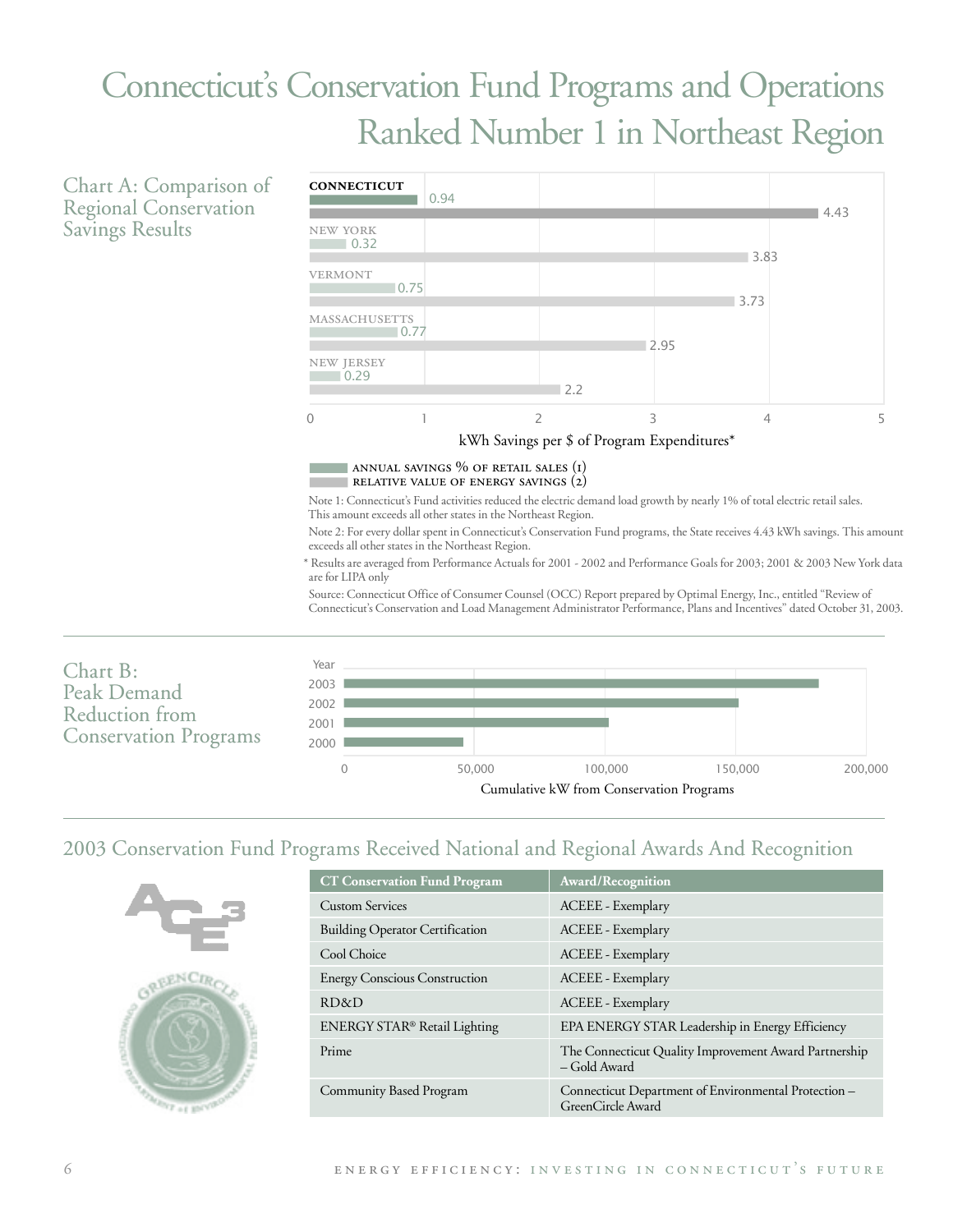# Connecticut's Conservation Fund Programs and Operations Ranked Number 1 in Northeast Region

## Chart A: Comparison of Regional Conservation Savings Results

| State | Annual Savings % of Retail Sales (1) | Relative Value of Energy Savings (2) |
|---|---|---|
| CONNECTICUT | 0.94 | 4.43 |
| NEW YORK | 0.32 | 3.83 |
| VERMONT | 0.75 | 3.73 |
| MASSACHUSETTS | 0.77 | 2.95 |
| NEW JERSEY | 0.29 | 2.2 |

kWh Savings per $ of Program Expenditures*

Note 1: Connecticut's Fund activities reduced the electric demand load growth by nearly 1% of total electric retail sales. This amount exceeds all other states in the Northeast Region.

Note 2: For every dollar spent in Connecticut's Conservation Fund programs, the State receives 4.43 kWh savings. This amount exceeds all other states in the Northeast Region.

\* Results are averaged from Performance Actuals for 2001 - 2002 and Performance Goals for 2003; 2001 & 2003 New York data are for LIPA only

Source: Connecticut Office of Consumer Counsel (OCC) Report prepared by Optimal Energy, Inc., entitled "Review of Connecticut's Conservation and Load Management Administrator Performance, Plans and Incentives" dated October 31, 2003.

## Chart B: Peak Demand Reduction from Conservation Programs

| Year | Cumulative kW from Conservation Programs (approx.) |
|---|---|
| 2003 | ~181,000 |
| 2002 | ~151,000 |
| 2001 | ~101,000 |
| 2000 | ~46,000 |

## 2003 Conservation Fund Programs Received National and Regional Awards And Recognition

| CT Conservation Fund Program | Award/Recognition |
|---|---|
| Custom Services | ACEEE - Exemplary |
| Building Operator Certification | ACEEE - Exemplary |
| Cool Choice | ACEEE - Exemplary |
| Energy Conscious Construction | ACEEE - Exemplary |
| RD&D | ACEEE - Exemplary |
| ENERGY STAR® Retail Lighting | EPA ENERGY STAR Leadership in Energy Efficiency |
| Prime | The Connecticut Quality Improvement Award Partnership – Gold Award |
| Community Based Program | Connecticut Department of Environmental Protection – GreenCircle Award |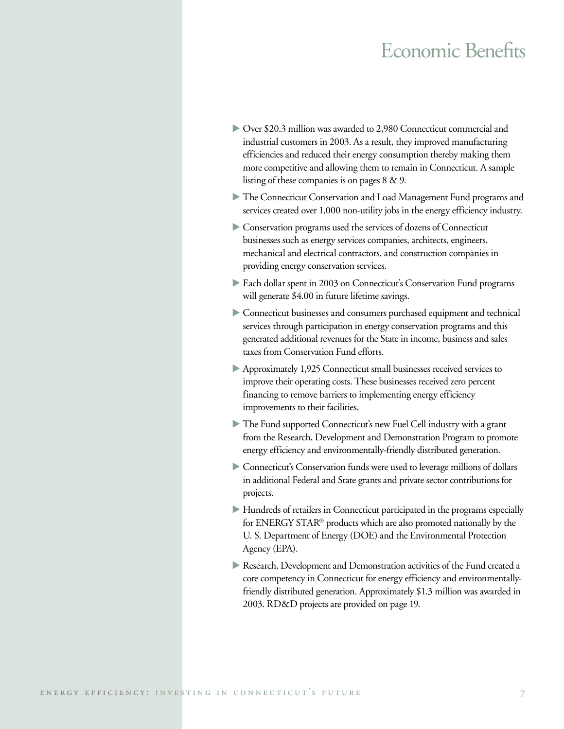# Economic Benefits

- Over $20.3 million was awarded to 2,980 Connecticut commercial and industrial customers in 2003. As a result, they improved manufacturing efficiencies and reduced their energy consumption thereby making them more competitive and allowing them to remain in Connecticut. A sample listing of these companies is on pages 8 & 9.
- The Connecticut Conservation and Load Management Fund programs and services created over 1,000 non-utility jobs in the energy efficiency industry.
- Conservation programs used the services of dozens of Connecticut businesses such as energy services companies, architects, engineers, mechanical and electrical contractors, and construction companies in providing energy conservation services.
- Each dollar spent in 2003 on Connecticut's Conservation Fund programs will generate $4.00 in future lifetime savings.
- Connecticut businesses and consumers purchased equipment and technical services through participation in energy conservation programs and this generated additional revenues for the State in income, business and sales taxes from Conservation Fund efforts.
- Approximately 1,925 Connecticut small businesses received services to improve their operating costs. These businesses received zero percent financing to remove barriers to implementing energy efficiency improvements to their facilities.
- The Fund supported Connecticut's new Fuel Cell industry with a grant from the Research, Development and Demonstration Program to promote energy efficiency and environmentally-friendly distributed generation.
- Connecticut's Conservation funds were used to leverage millions of dollars in additional Federal and State grants and private sector contributions for projects.
- Hundreds of retailers in Connecticut participated in the programs especially for ENERGY STAR® products which are also promoted nationally by the U. S. Department of Energy (DOE) and the Environmental Protection Agency (EPA).
- Research, Development and Demonstration activities of the Fund created a core competency in Connecticut for energy efficiency and environmentally-friendly distributed generation. Approximately $1.3 million was awarded in 2003. RD&D projects are provided on page 19.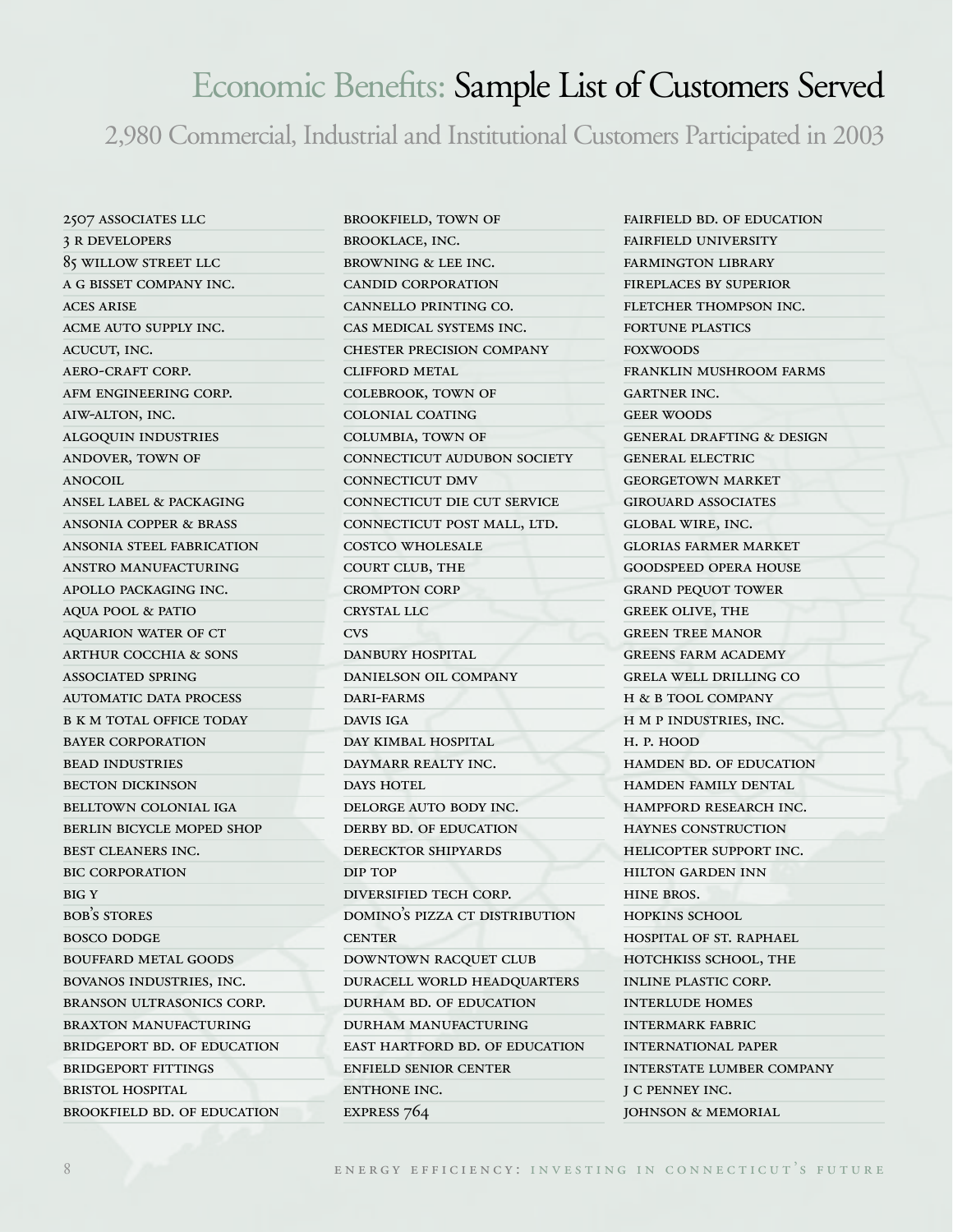# Economic Benefits: Sample List of Customers Served

## 2,980 Commercial, Industrial and Institutional Customers Participated in 2003

- 2507 Associates LLC
- 3 R Developers
- 85 Willow Street LLC
- A G Bisset Company Inc.
- Aces Arise
- Acme Auto Supply Inc.
- Acucut, Inc.
- Aero-Craft Corp.
- AFM Engineering Corp.
- AIW-Alton, Inc.
- Algoquin Industries
- Andover, Town of
- Anocoil
- Ansel Label & Packaging
- Ansonia Copper & Brass
- Ansonia Steel Fabrication
- Anstro Manufacturing
- Apollo Packaging Inc.
- Aqua Pool & Patio
- Aquarion Water of CT
- Arthur Cocchia & Sons
- Associated Spring
- Automatic Data Process
- B K M Total Office Today
- Bayer Corporation
- Bead Industries
- Becton Dickinson
- Belltown Colonial IGA
- Berlin Bicycle Moped Shop
- Best Cleaners Inc.
- BIC Corporation
- Big Y
- Bob's Stores
- Bosco Dodge
- Bouffard Metal Goods
- Bovanos Industries, Inc.
- Branson Ultrasonics Corp.
- Braxton Manufacturing
- Bridgeport Bd. of Education
- Bridgeport Fittings
- Bristol Hospital
- Brookfield Bd. of Education
- Brookfield, Town of
- Brooklace, Inc.
- Browning & Lee Inc.
- Candid Corporation
- Cannello Printing Co.
- CAS Medical Systems Inc.
- Chester Precision Company
- Clifford Metal
- Colebrook, Town of
- Colonial Coating
- Columbia, Town of
- Connecticut Audubon Society
- Connecticut DMV
- Connecticut Die Cut Service
- Connecticut Post Mall, Ltd.
- Costco Wholesale
- Court Club, The
- Crompton Corp
- Crystal LLC
- CVS
- Danbury Hospital
- Danielson Oil Company
- Dari-Farms
- Davis IGA
- Day Kimbal Hospital
- Daymarr Realty Inc.
- Days Hotel
- Delorge Auto Body Inc.
- Derby Bd. of Education
- Derecktor Shipyards
- Dip Top
- Diversified Tech Corp.
- Domino's Pizza CT Distribution Center
- Downtown Racquet Club
- Duracell World Headquarters
- Durham Bd. of Education
- Durham Manufacturing
- East Hartford Bd. of Education
- Enfield Senior Center
- Enthone Inc.
- Express 764
- Fairfield Bd. of Education
- Fairfield University
- Farmington Library
- Fireplaces by Superior
- Fletcher Thompson Inc.
- Fortune Plastics
- Foxwoods
- Franklin Mushroom Farms
- Gartner Inc.
- Geer Woods
- General Drafting & Design
- General Electric
- Georgetown Market
- Girouard Associates
- Global Wire, Inc.
- Glorias Farmer Market
- Goodspeed Opera House
- Grand Pequot Tower
- Greek Olive, The
- Green Tree Manor
- Greens Farm Academy
- Grela Well Drilling Co
- H & B Tool Company
- H M P Industries, Inc.
- H. P. Hood
- Hamden Bd. of Education
- Hamden Family Dental
- Hampford Research Inc.
- Haynes Construction
- Helicopter Support Inc.
- Hilton Garden Inn
- Hine Bros.
- Hopkins School
- Hospital of St. Raphael
- Hotchkiss School, The
- Inline Plastic Corp.
- Interlude Homes
- Intermark Fabric
- International Paper
- Interstate Lumber Company
- J C Penney Inc.
- Johnson & Memorial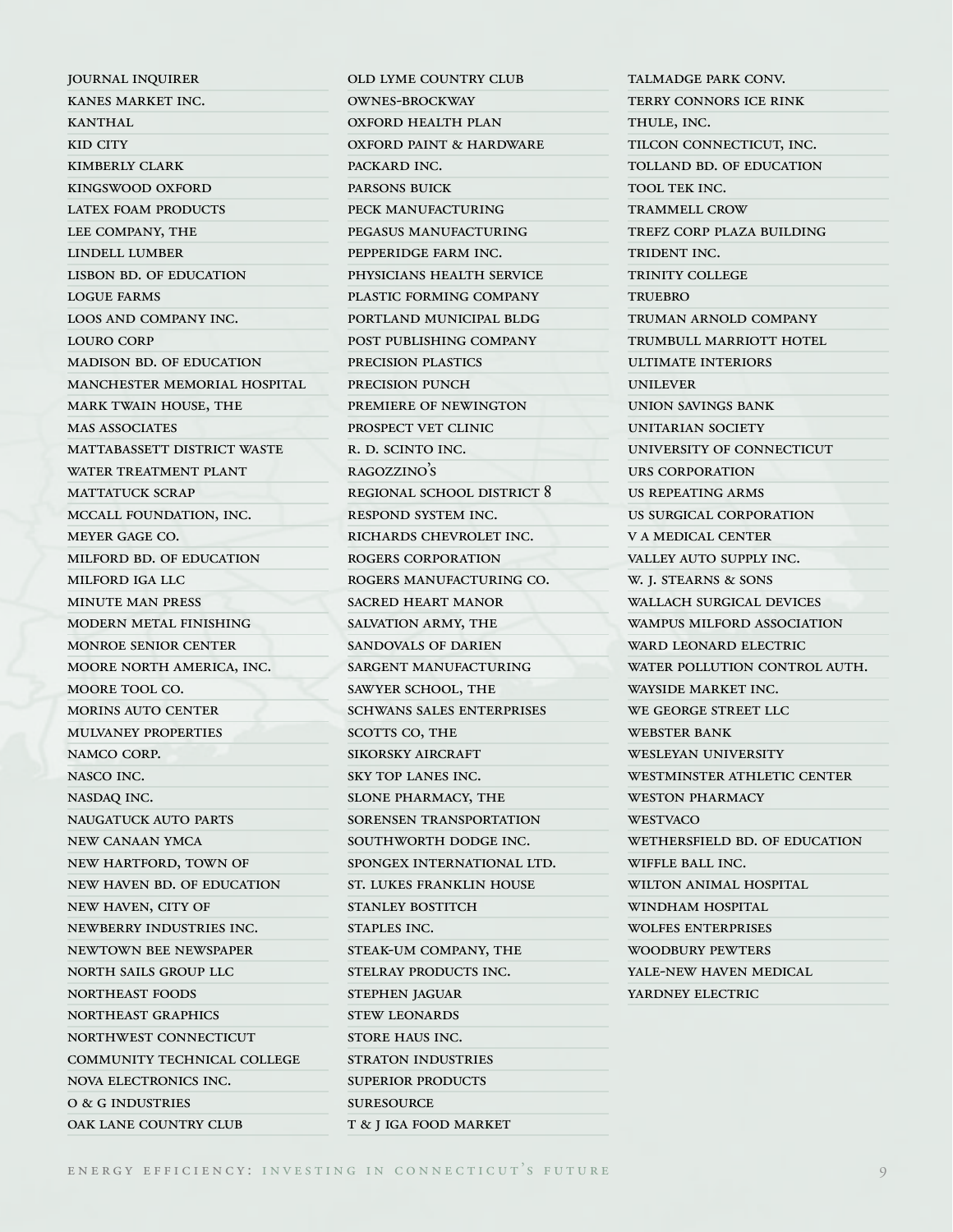JOURNAL INQUIRER
KANES MARKET INC.
KANTHAL
KID CITY
KIMBERLY CLARK
KINGSWOOD OXFORD
LATEX FOAM PRODUCTS
LEE COMPANY, THE
LINDELL LUMBER
LISBON BD. OF EDUCATION
LOGUE FARMS
LOOS AND COMPANY INC.
LOURO CORP
MADISON BD. OF EDUCATION
MANCHESTER MEMORIAL HOSPITAL
MARK TWAIN HOUSE, THE
MAS ASSOCIATES
MATTABASSETT DISTRICT WASTE
WATER TREATMENT PLANT
MATTATUCK SCRAP
MCCALL FOUNDATION, INC.
MEYER GAGE CO.
MILFORD BD. OF EDUCATION
MILFORD IGA LLC
MINUTE MAN PRESS
MODERN METAL FINISHING
MONROE SENIOR CENTER
MOORE NORTH AMERICA, INC.
MOORE TOOL CO.
MORINS AUTO CENTER
MULVANEY PROPERTIES
NAMCO CORP.
NASCO INC.
NASDAQ INC.
NAUGATUCK AUTO PARTS
NEW CANAAN YMCA
NEW HARTFORD, TOWN OF
NEW HAVEN BD. OF EDUCATION
NEW HAVEN, CITY OF
NEWBERRY INDUSTRIES INC.
NEWTOWN BEE NEWSPAPER
NORTH SAILS GROUP LLC
NORTHEAST FOODS
NORTHEAST GRAPHICS
NORTHWEST CONNECTICUT
COMMUNITY TECHNICAL COLLEGE
NOVA ELECTRONICS INC.
O & G INDUSTRIES
OAK LANE COUNTRY CLUB
OLD LYME COUNTRY CLUB
OWNES-BROCKWAY
OXFORD HEALTH PLAN
OXFORD PAINT & HARDWARE
PACKARD INC.
PARSONS BUICK
PECK MANUFACTURING
PEGASUS MANUFACTURING
PEPPERIDGE FARM INC.
PHYSICIANS HEALTH SERVICE
PLASTIC FORMING COMPANY
PORTLAND MUNICIPAL BLDG
POST PUBLISHING COMPANY
PRECISION PLASTICS
PRECISION PUNCH
PREMIERE OF NEWINGTON
PROSPECT VET CLINIC
R. D. SCINTO INC.
RAGOZZINO'S
REGIONAL SCHOOL DISTRICT 8
RESPOND SYSTEM INC.
RICHARDS CHEVROLET INC.
ROGERS CORPORATION
ROGERS MANUFACTURING CO.
SACRED HEART MANOR
SALVATION ARMY, THE
SANDOVALS OF DARIEN
SARGENT MANUFACTURING
SAWYER SCHOOL, THE
SCHWANS SALES ENTERPRISES
SCOTTS CO, THE
SIKORSKY AIRCRAFT
SKY TOP LANES INC.
SLONE PHARMACY, THE
SORENSEN TRANSPORTATION
SOUTHWORTH DODGE INC.
SPONGEX INTERNATIONAL LTD.
ST. LUKES FRANKLIN HOUSE
STANLEY BOSTITCH
STAPLES INC.
STEAK-UM COMPANY, THE
STELRAY PRODUCTS INC.
STEPHEN JAGUAR
STEW LEONARDS
STORE HAUS INC.
STRATON INDUSTRIES
SUPERIOR PRODUCTS
SURESOURCE
T & J IGA FOOD MARKET
TALMADGE PARK CONV.
TERRY CONNORS ICE RINK
THULE, INC.
TILCON CONNECTICUT, INC.
TOLLAND BD. OF EDUCATION
TOOL TEK INC.
TRAMMELL CROW
TREFZ CORP PLAZA BUILDING
TRIDENT INC.
TRINITY COLLEGE
TRUEBRO
TRUMAN ARNOLD COMPANY
TRUMBULL MARRIOTT HOTEL
ULTIMATE INTERIORS
UNILEVER
UNION SAVINGS BANK
UNITARIAN SOCIETY
UNIVERSITY OF CONNECTICUT
URS CORPORATION
US REPEATING ARMS
US SURGICAL CORPORATION
V A MEDICAL CENTER
VALLEY AUTO SUPPLY INC.
W. J. STEARNS & SONS
WALLACH SURGICAL DEVICES
WAMPUS MILFORD ASSOCIATION
WARD LEONARD ELECTRIC
WATER POLLUTION CONTROL AUTH.
WAYSIDE MARKET INC.
WE GEORGE STREET LLC
WEBSTER BANK
WESLEYAN UNIVERSITY
WESTMINSTER ATHLETIC CENTER
WESTON PHARMACY
WESTVACO
WETHERSFIELD BD. OF EDUCATION
WIFFLE BALL INC.
WILTON ANIMAL HOSPITAL
WINDHAM HOSPITAL
WOLFES ENTERPRISES
WOODBURY PEWTERS
YALE-NEW HAVEN MEDICAL
YARDNEY ELECTRIC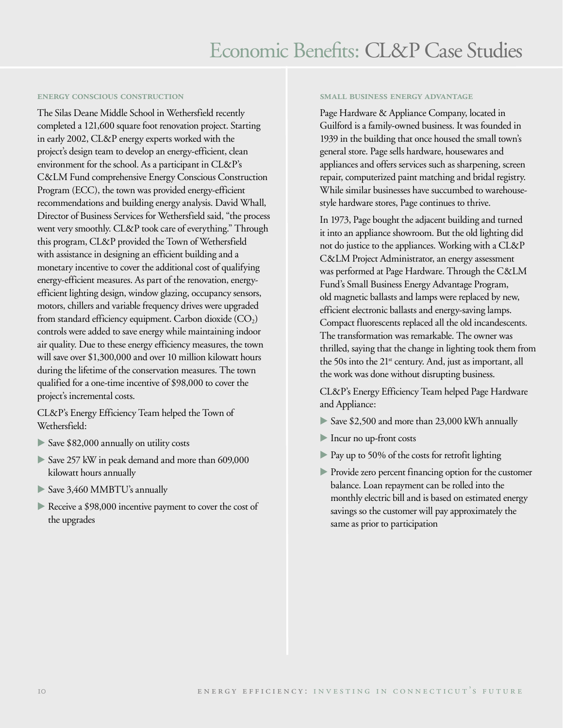# Economic Benefits: CL&P Case Studies

### ENERGY CONSCIOUS CONSTRUCTION

The Silas Deane Middle School in Wethersfield recently completed a 121,600 square foot renovation project. Starting in early 2002, CL&P energy experts worked with the project's design team to develop an energy-efficient, clean environment for the school. As a participant in CL&P's C&LM Fund comprehensive Energy Conscious Construction Program (ECC), the town was provided energy-efficient recommendations and building energy analysis. David Whall, Director of Business Services for Wethersfield said, "the process went very smoothly. CL&P took care of everything." Through this program, CL&P provided the Town of Wethersfield with assistance in designing an efficient building and a monetary incentive to cover the additional cost of qualifying energy-efficient measures. As part of the renovation, energy-efficient lighting design, window glazing, occupancy sensors, motors, chillers and variable frequency drives were upgraded from standard efficiency equipment. Carbon dioxide ($CO_2$) controls were added to save energy while maintaining indoor air quality. Due to these energy efficiency measures, the town will save over $1,300,000 and over 10 million kilowatt hours during the lifetime of the conservation measures. The town qualified for a one-time incentive of $98,000 to cover the project's incremental costs.

CL&P's Energy Efficiency Team helped the Town of Wethersfield:

- Save $82,000 annually on utility costs
- Save 257 kW in peak demand and more than 609,000 kilowatt hours annually
- Save 3,460 MMBTU's annually
- Receive a $98,000 incentive payment to cover the cost of the upgrades

### SMALL BUSINESS ENERGY ADVANTAGE

Page Hardware & Appliance Company, located in Guilford is a family-owned business. It was founded in 1939 in the building that once housed the small town's general store. Page sells hardware, housewares and appliances and offers services such as sharpening, screen repair, computerized paint matching and bridal registry. While similar businesses have succumbed to warehouse-style hardware stores, Page continues to thrive.

In 1973, Page bought the adjacent building and turned it into an appliance showroom. But the old lighting did not do justice to the appliances. Working with a CL&P C&LM Project Administrator, an energy assessment was performed at Page Hardware. Through the C&LM Fund's Small Business Energy Advantage Program, old magnetic ballasts and lamps were replaced by new, efficient electronic ballasts and energy-saving lamps. Compact fluorescents replaced all the old incandescents. The transformation was remarkable. The owner was thrilled, saying that the change in lighting took them from the 50s into the 21st century. And, just as important, all the work was done without disrupting business.

CL&P's Energy Efficiency Team helped Page Hardware and Appliance:

- Save $2,500 and more than 23,000 kWh annually
- Incur no up-front costs
- Pay up to 50% of the costs for retrofit lighting
- Provide zero percent financing option for the customer balance. Loan repayment can be rolled into the monthly electric bill and is based on estimated energy savings so the customer will pay approximately the same as prior to participation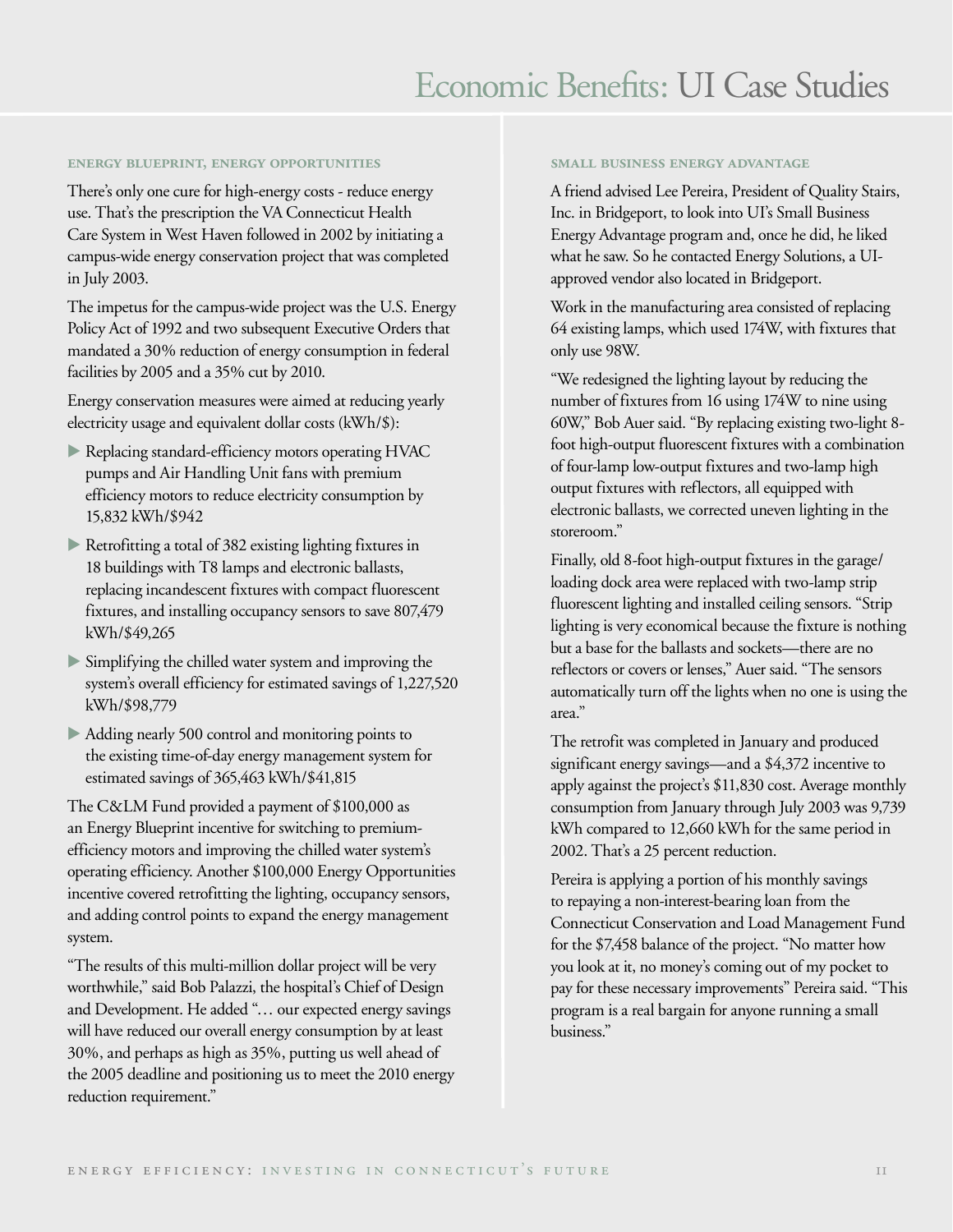# Economic Benefits: UI Case Studies

### ENERGY BLUEPRINT, ENERGY OPPORTUNITIES

There's only one cure for high-energy costs - reduce energy use. That's the prescription the VA Connecticut Health Care System in West Haven followed in 2002 by initiating a campus-wide energy conservation project that was completed in July 2003.

The impetus for the campus-wide project was the U.S. Energy Policy Act of 1992 and two subsequent Executive Orders that mandated a 30% reduction of energy consumption in federal facilities by 2005 and a 35% cut by 2010.

Energy conservation measures were aimed at reducing yearly electricity usage and equivalent dollar costs (kWh/$):

- Replacing standard-efficiency motors operating HVAC pumps and Air Handling Unit fans with premium efficiency motors to reduce electricity consumption by 15,832 kWh/$942
- Retrofitting a total of 382 existing lighting fixtures in 18 buildings with T8 lamps and electronic ballasts, replacing incandescent fixtures with compact fluorescent fixtures, and installing occupancy sensors to save 807,479 kWh/$49,265
- Simplifying the chilled water system and improving the system's overall efficiency for estimated savings of 1,227,520 kWh/$98,779
- Adding nearly 500 control and monitoring points to the existing time-of-day energy management system for estimated savings of 365,463 kWh/$41,815

The C&LM Fund provided a payment of $100,000 as an Energy Blueprint incentive for switching to premium-efficiency motors and improving the chilled water system's operating efficiency. Another $100,000 Energy Opportunities incentive covered retrofitting the lighting, occupancy sensors, and adding control points to expand the energy management system.

"The results of this multi-million dollar project will be very worthwhile," said Bob Palazzi, the hospital's Chief of Design and Development. He added "… our expected energy savings will have reduced our overall energy consumption by at least 30%, and perhaps as high as 35%, putting us well ahead of the 2005 deadline and positioning us to meet the 2010 energy reduction requirement."

### SMALL BUSINESS ENERGY ADVANTAGE

A friend advised Lee Pereira, President of Quality Stairs, Inc. in Bridgeport, to look into UI's Small Business Energy Advantage program and, once he did, he liked what he saw. So he contacted Energy Solutions, a UI-approved vendor also located in Bridgeport.

Work in the manufacturing area consisted of replacing 64 existing lamps, which used 174W, with fixtures that only use 98W.

"We redesigned the lighting layout by reducing the number of fixtures from 16 using 174W to nine using 60W," Bob Auer said. "By replacing existing two-light 8-foot high-output fluorescent fixtures with a combination of four-lamp low-output fixtures and two-lamp high output fixtures with reflectors, all equipped with electronic ballasts, we corrected uneven lighting in the storeroom."

Finally, old 8-foot high-output fixtures in the garage/loading dock area were replaced with two-lamp strip fluorescent lighting and installed ceiling sensors. "Strip lighting is very economical because the fixture is nothing but a base for the ballasts and sockets—there are no reflectors or covers or lenses," Auer said. "The sensors automatically turn off the lights when no one is using the area."

The retrofit was completed in January and produced significant energy savings—and a $4,372 incentive to apply against the project's $11,830 cost. Average monthly consumption from January through July 2003 was 9,739 kWh compared to 12,660 kWh for the same period in 2002. That's a 25 percent reduction.

Pereira is applying a portion of his monthly savings to repaying a non-interest-bearing loan from the Connecticut Conservation and Load Management Fund for the $7,458 balance of the project. "No matter how you look at it, no money's coming out of my pocket to pay for these necessary improvements" Pereira said. "This program is a real bargain for anyone running a small business."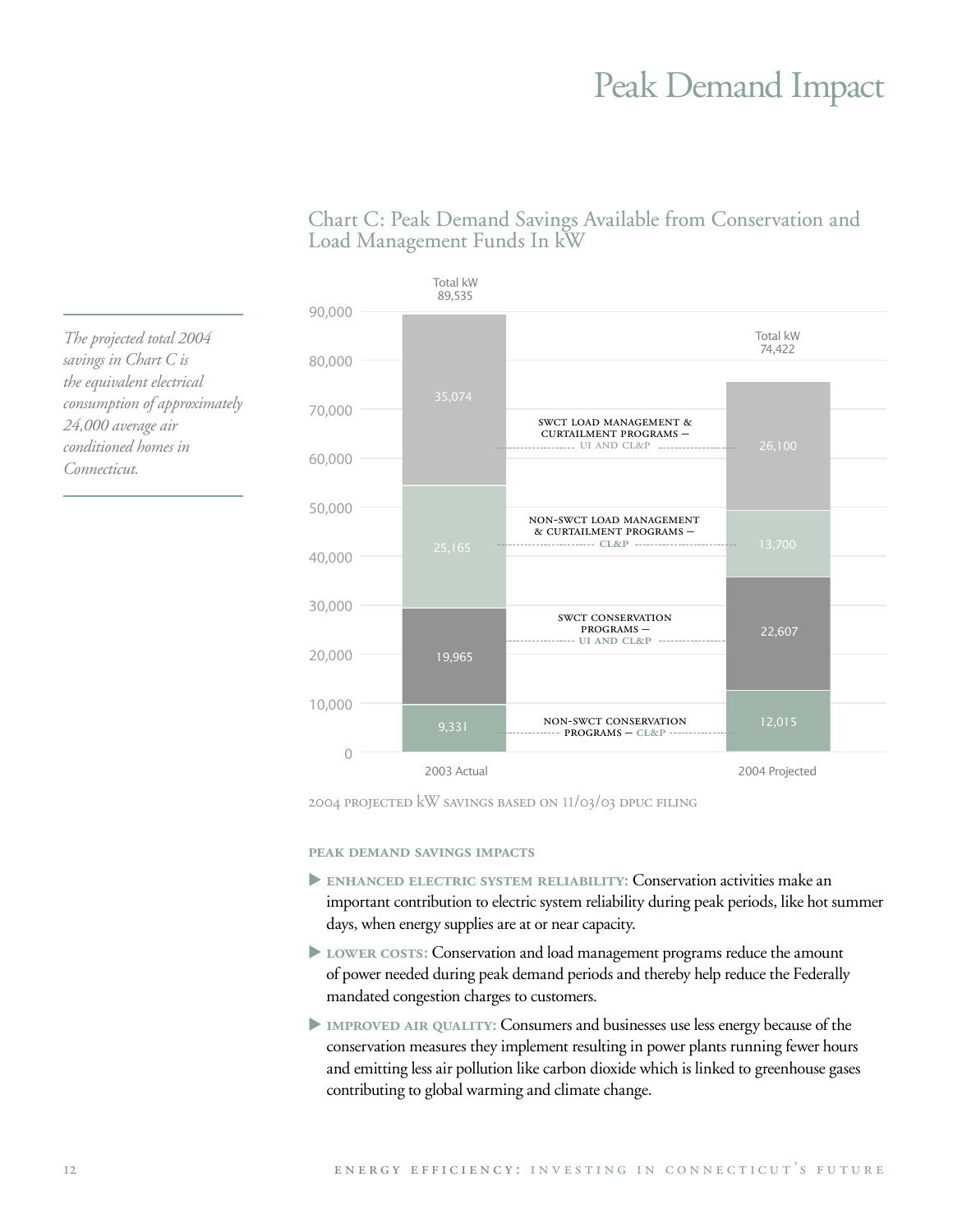# Peak Demand Impact

*The projected total 2004 savings in Chart C is the equivalent electrical consumption of approximately 24,000 average air conditioned homes in Connecticut.*

## Chart C: Peak Demand Savings Available from Conservation and Load Management Funds In kW

| Program | 2003 Actual | 2004 Projected |
| --- | --- | --- |
| SWCT Load Management & Curtailment Programs — UI and CL&P | 35,074 | 26,100 |
| Non-SWCT Load Management & Curtailment Programs — CL&P | 25,165 | 13,700 |
| SWCT Conservation Programs — UI and CL&P | 19,965 | 22,607 |
| Non-SWCT Conservation Programs — CL&P | 9,331 | 12,015 |
| Total kW | 89,535 | 74,422 |

2004 projected kW savings based on 11/03/03 DPUC filing

### Peak Demand Savings Impacts

- **Enhanced electric system reliability:** Conservation activities make an important contribution to electric system reliability during peak periods, like hot summer days, when energy supplies are at or near capacity.
- **Lower costs:** Conservation and load management programs reduce the amount of power needed during peak demand periods and thereby help reduce the Federally mandated congestion charges to customers.
- **Improved air quality:** Consumers and businesses use less energy because of the conservation measures they implement resulting in power plants running fewer hours and emitting less air pollution like carbon dioxide which is linked to greenhouse gases contributing to global warming and climate change.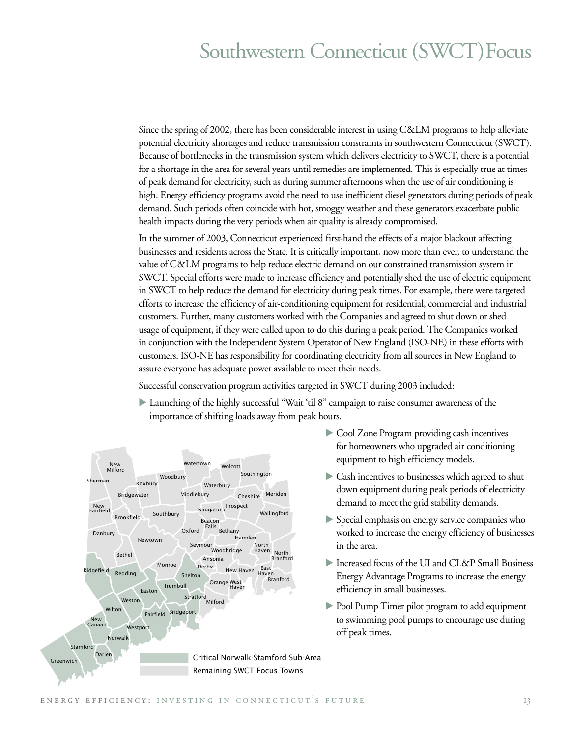# Southwestern Connecticut (SWCT) Focus

Since the spring of 2002, there has been considerable interest in using C&LM programs to help alleviate potential electricity shortages and reduce transmission constraints in southwestern Connecticut (SWCT). Because of bottlenecks in the transmission system which delivers electricity to SWCT, there is a potential for a shortage in the area for several years until remedies are implemented. This is especially true at times of peak demand for electricity, such as during summer afternoons when the use of air conditioning is high. Energy efficiency programs avoid the need to use inefficient diesel generators during periods of peak demand. Such periods often coincide with hot, smoggy weather and these generators exacerbate public health impacts during the very periods when air quality is already compromised.

In the summer of 2003, Connecticut experienced first-hand the effects of a major blackout affecting businesses and residents across the State. It is critically important, now more than ever, to understand the value of C&LM programs to help reduce electric demand on our constrained transmission system in SWCT. Special efforts were made to increase efficiency and potentially shed the use of electric equipment in SWCT to help reduce the demand for electricity during peak times. For example, there were targeted efforts to increase the efficiency of air-conditioning equipment for residential, commercial and industrial customers. Further, many customers worked with the Companies and agreed to shut down or shed usage of equipment, if they were called upon to do this during a peak period. The Companies worked in conjunction with the Independent System Operator of New England (ISO-NE) in these efforts with customers. ISO-NE has responsibility for coordinating electricity from all sources in New England to assure everyone has adequate power available to meet their needs.

Successful conservation program activities targeted in SWCT during 2003 included:

- Launching of the highly successful "Wait 'til 8" campaign to raise consumer awareness of the importance of shifting loads away from peak hours.
- Cool Zone Program providing cash incentives for homeowners who upgraded air conditioning equipment to high efficiency models.
- Cash incentives to businesses which agreed to shut down equipment during peak periods of electricity demand to meet the grid stability demands.
- Special emphasis on energy service companies who worked to increase the energy efficiency of businesses in the area.
- Increased focus of the UI and CL&P Small Business Energy Advantage Programs to increase the energy efficiency in small businesses.
- Pool Pump Timer pilot program to add equipment to swimming pool pumps to encourage use during off peak times.

Critical Norwalk-Stamford Sub-Area

Remaining SWCT Focus Towns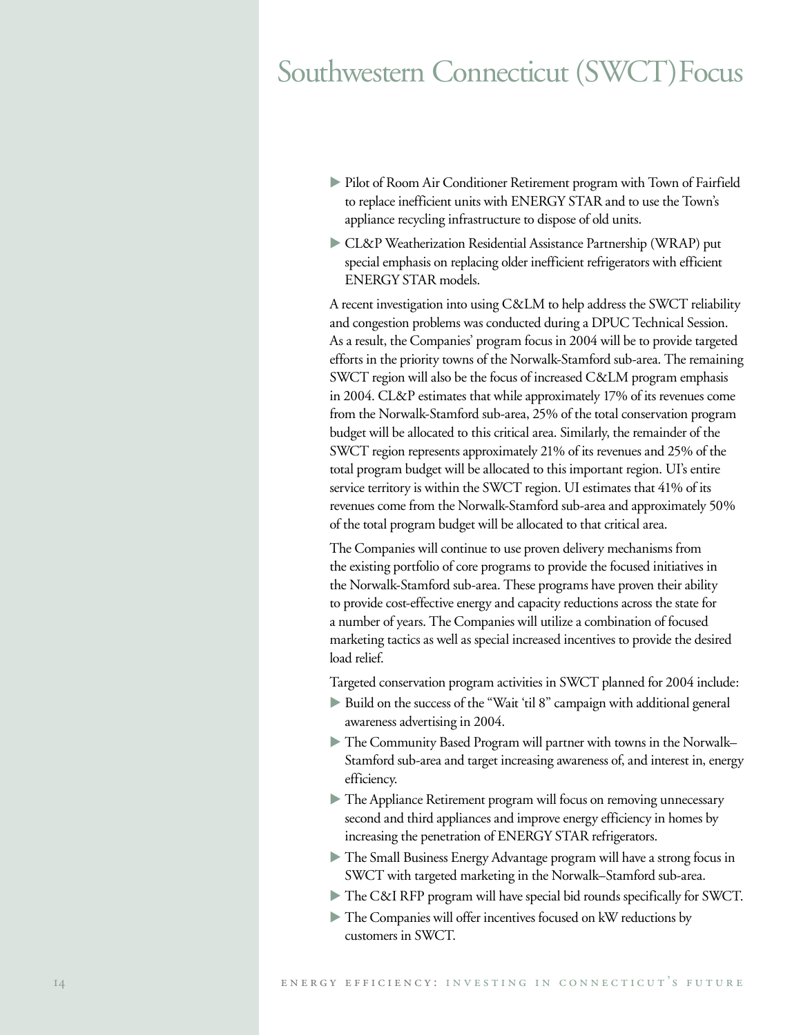# Southwestern Connecticut (SWCT) Focus

- Pilot of Room Air Conditioner Retirement program with Town of Fairfield to replace inefficient units with ENERGY STAR and to use the Town's appliance recycling infrastructure to dispose of old units.
- CL&P Weatherization Residential Assistance Partnership (WRAP) put special emphasis on replacing older inefficient refrigerators with efficient ENERGY STAR models.

A recent investigation into using C&LM to help address the SWCT reliability and congestion problems was conducted during a DPUC Technical Session. As a result, the Companies' program focus in 2004 will be to provide targeted efforts in the priority towns of the Norwalk-Stamford sub-area. The remaining SWCT region will also be the focus of increased C&LM program emphasis in 2004. CL&P estimates that while approximately 17% of its revenues come from the Norwalk-Stamford sub-area, 25% of the total conservation program budget will be allocated to this critical area. Similarly, the remainder of the SWCT region represents approximately 21% of its revenues and 25% of the total program budget will be allocated to this important region. UI's entire service territory is within the SWCT region. UI estimates that 41% of its revenues come from the Norwalk-Stamford sub-area and approximately 50% of the total program budget will be allocated to that critical area.

The Companies will continue to use proven delivery mechanisms from the existing portfolio of core programs to provide the focused initiatives in the Norwalk-Stamford sub-area. These programs have proven their ability to provide cost-effective energy and capacity reductions across the state for a number of years. The Companies will utilize a combination of focused marketing tactics as well as special increased incentives to provide the desired load relief.

Targeted conservation program activities in SWCT planned for 2004 include:

- Build on the success of the "Wait 'til 8" campaign with additional general awareness advertising in 2004.
- The Community Based Program will partner with towns in the Norwalk–Stamford sub-area and target increasing awareness of, and interest in, energy efficiency.
- The Appliance Retirement program will focus on removing unnecessary second and third appliances and improve energy efficiency in homes by increasing the penetration of ENERGY STAR refrigerators.
- The Small Business Energy Advantage program will have a strong focus in SWCT with targeted marketing in the Norwalk–Stamford sub-area.
- The C&I RFP program will have special bid rounds specifically for SWCT.
- The Companies will offer incentives focused on kW reductions by customers in SWCT.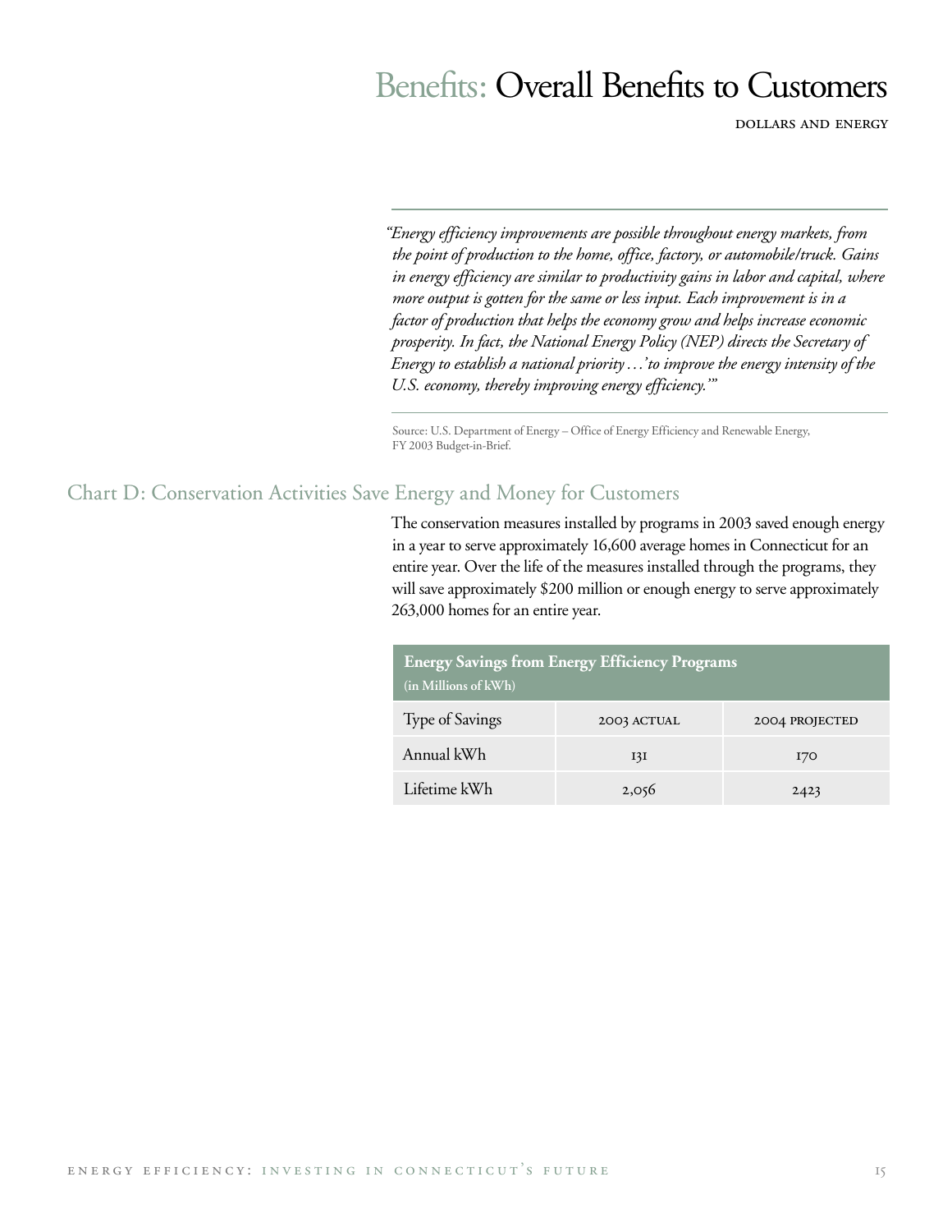# Benefits: Overall Benefits to Customers

DOLLARS AND ENERGY

*"Energy efficiency improvements are possible throughout energy markets, from the point of production to the home, office, factory, or automobile/truck. Gains in energy efficiency are similar to productivity gains in labor and capital, where more output is gotten for the same or less input. Each improvement is in a factor of production that helps the economy grow and helps increase economic prosperity. In fact, the National Energy Policy (NEP) directs the Secretary of Energy to establish a national priority …'to improve the energy intensity of the U.S. economy, thereby improving energy efficiency.'"*

Source: U.S. Department of Energy – Office of Energy Efficiency and Renewable Energy, FY 2003 Budget-in-Brief.

## Chart D: Conservation Activities Save Energy and Money for Customers

The conservation measures installed by programs in 2003 saved enough energy in a year to serve approximately 16,600 average homes in Connecticut for an entire year. Over the life of the measures installed through the programs, they will save approximately $200 million or enough energy to serve approximately 263,000 homes for an entire year.

**Energy Savings from Energy Efficiency Programs (in Millions of kWh)**

| Type of Savings | 2003 ACTUAL | 2004 PROJECTED |
|---|---|---|
| Annual kWh | 131 | 170 |
| Lifetime kWh | 2,056 | 2423 |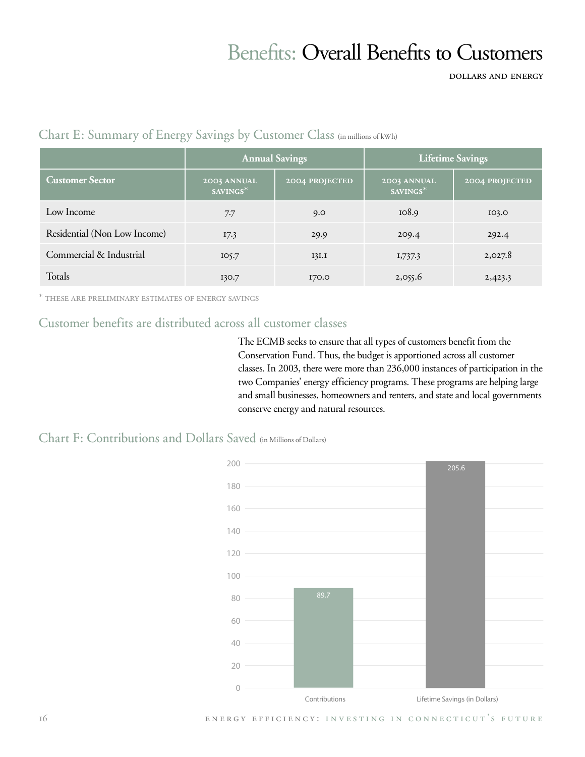// Benefits: Overall Benefits to Customers

DOLLARS AND ENERGY

## Chart E: Summary of Energy Savings by Customer Class (in millions of kWh)

| | Annual Savings | | Lifetime Savings | |
|---|---|---|---|---|
| **Customer Sector** | 2003 ANNUAL SAVINGS* | 2004 PROJECTED | 2003 ANNUAL SAVINGS* | 2004 PROJECTED |
| Low Income | 7.7 | 9.0 | 108.9 | 103.0 |
| Residential (Non Low Income) | 17.3 | 29.9 | 209.4 | 292.4 |
| Commercial & Industrial | 105.7 | 131.1 | 1,737.3 | 2,027.8 |
| Totals | 130.7 | 170.0 | 2,055.6 | 2,423.3 |

* THESE ARE PRELIMINARY ESTIMATES OF ENERGY SAVINGS

## Customer benefits are distributed across all customer classes

The ECMB seeks to ensure that all types of customers benefit from the Conservation Fund. Thus, the budget is apportioned across all customer classes. In 2003, there were more than 236,000 instances of participation in the two Companies' energy efficiency programs. These programs are helping large and small businesses, homeowners and renters, and state and local governments conserve energy and natural resources.

## Chart F: Contributions and Dollars Saved (in Millions of Dollars)

| | Value |
|---|---|
| Contributions | 89.7 |
| Lifetime Savings (in Dollars) | 205.6 |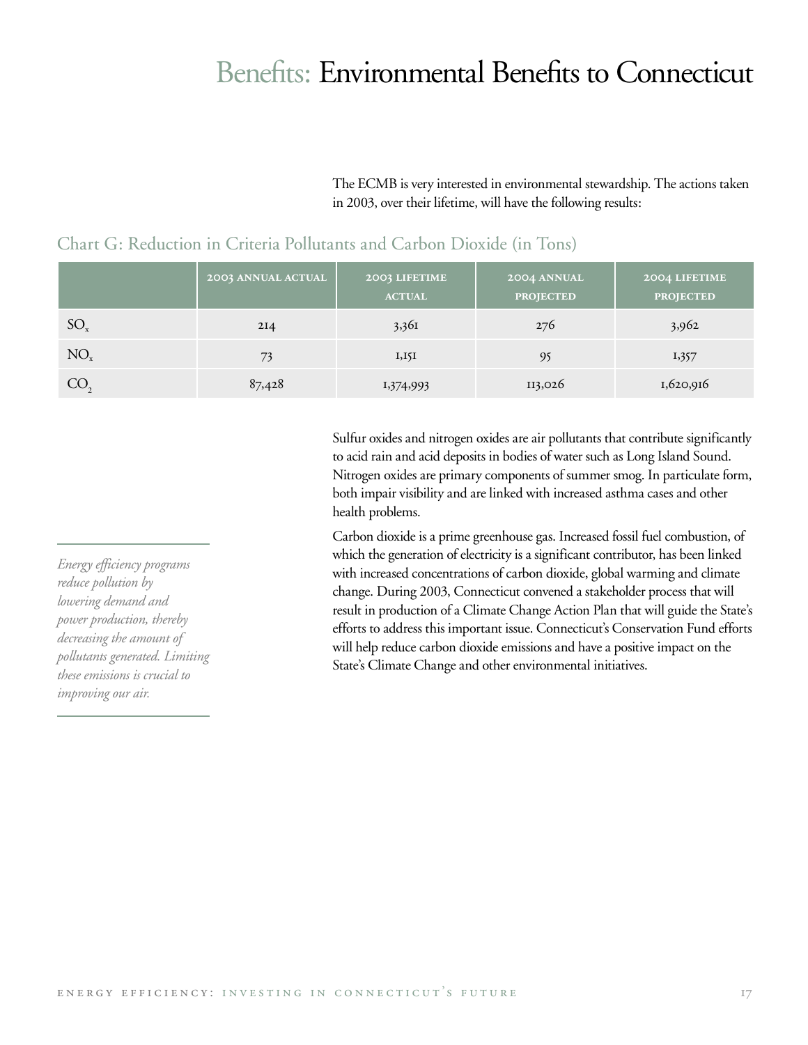# Benefits: Environmental Benefits to Connecticut

The ECMB is very interested in environmental stewardship. The actions taken in 2003, over their lifetime, will have the following results:

## Chart G: Reduction in Criteria Pollutants and Carbon Dioxide (in Tons)

| | 2003 Annual Actual | 2003 Lifetime Actual | 2004 Annual Projected | 2004 Lifetime Projected |
|---|---|---|---|---|
| $SO_x$ | 214 | 3,361 | 276 | 3,962 |
| $NO_x$ | 73 | 1,151 | 95 | 1,357 |
| $CO_2$ | 87,428 | 1,374,993 | 113,026 | 1,620,916 |

Sulfur oxides and nitrogen oxides are air pollutants that contribute significantly to acid rain and acid deposits in bodies of water such as Long Island Sound. Nitrogen oxides are primary components of summer smog. In particulate form, both impair visibility and are linked with increased asthma cases and other health problems.

Carbon dioxide is a prime greenhouse gas. Increased fossil fuel combustion, of which the generation of electricity is a significant contributor, has been linked with increased concentrations of carbon dioxide, global warming and climate change. During 2003, Connecticut convened a stakeholder process that will result in production of a Climate Change Action Plan that will guide the State's efforts to address this important issue. Connecticut's Conservation Fund efforts will help reduce carbon dioxide emissions and have a positive impact on the State's Climate Change and other environmental initiatives.

*Energy efficiency programs reduce pollution by lowering demand and power production, thereby decreasing the amount of pollutants generated. Limiting these emissions is crucial to improving our air.*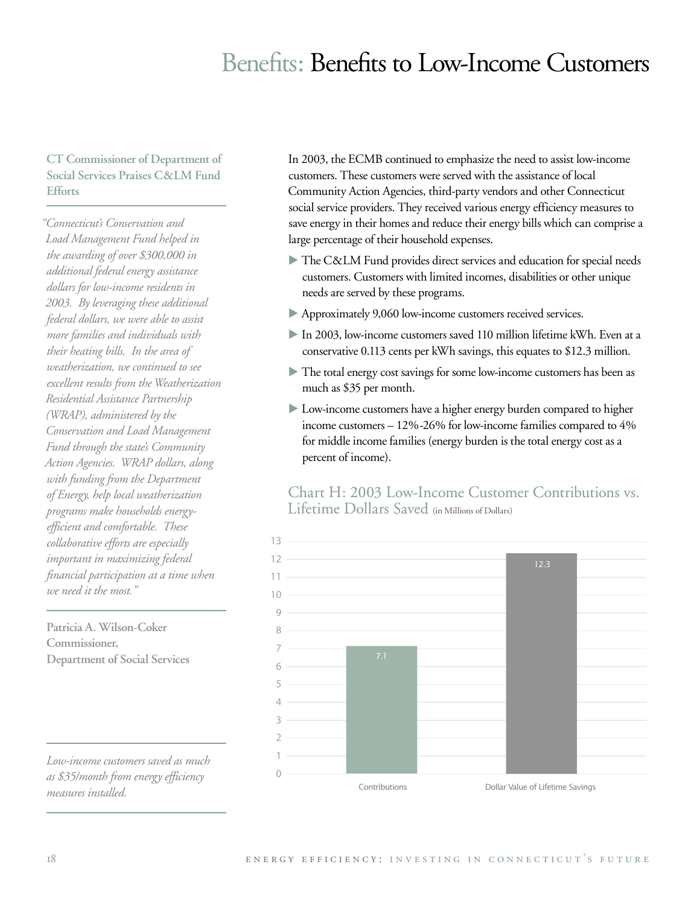# Benefits: Benefits to Low-Income Customers

### CT Commissioner of Department of Social Services Praises C&LM Fund Efforts

*"Connecticut's Conservation and Load Management Fund helped in the awarding of over $300,000 in additional federal energy assistance dollars for low-income residents in 2003. By leveraging these additional federal dollars, we were able to assist more families and individuals with their heating bills. In the area of weatherization, we continued to see excellent results from the Weatherization Residential Assistance Partnership (WRAP), administered by the Conservation and Load Management Fund through the state's Community Action Agencies. WRAP dollars, along with funding from the Department of Energy, help local weatherization programs make households energy-efficient and comfortable. These collaborative efforts are especially important in maximizing federal financial participation at a time when we need it the most."*

**Patricia A. Wilson-Coker**
**Commissioner,**
**Department of Social Services**

*Low-income customers saved as much as $35/month from energy efficiency measures installed.*

In 2003, the ECMB continued to emphasize the need to assist low-income customers. These customers were served with the assistance of local Community Action Agencies, third-party vendors and other Connecticut social service providers. They received various energy efficiency measures to save energy in their homes and reduce their energy bills which can comprise a large percentage of their household expenses.

- The C&LM Fund provides direct services and education for special needs customers. Customers with limited incomes, disabilities or other unique needs are served by these programs.
- Approximately 9,060 low-income customers received services.
- In 2003, low-income customers saved 110 million lifetime kWh. Even at a conservative 0.113 cents per kWh savings, this equates to $12.3 million.
- The total energy cost savings for some low-income customers has been as much as $35 per month.
- Low-income customers have a higher energy burden compared to higher income customers – 12%-26% for low-income families compared to 4% for middle income families (energy burden is the total energy cost as a percent of income).

## Chart H: 2003 Low-Income Customer Contributions vs. Lifetime Dollars Saved (in Millions of Dollars)

| | Value |
|---|---|
| Contributions | 7.1 |
| Dollar Value of Lifetime Savings | 12.3 |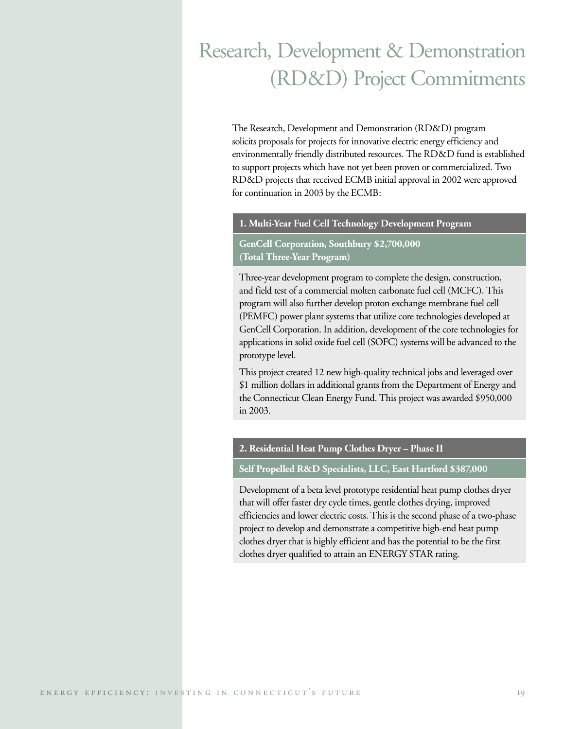# Research, Development & Demonstration (RD&D) Project Commitments

The Research, Development and Demonstration (RD&D) program solicits proposals for projects for innovative electric energy efficiency and environmentally friendly distributed resources. The RD&D fund is established to support projects which have not yet been proven or commercialized. Two RD&D projects that received ECMB initial approval in 2002 were approved for continuation in 2003 by the ECMB:

### 1. Multi-Year Fuel Cell Technology Development Program

**GenCell Corporation, Southbury $2,700,000 (Total Three-Year Program)**

Three-year development program to complete the design, construction, and field test of a commercial molten carbonate fuel cell (MCFC). This program will also further develop proton exchange membrane fuel cell (PEMFC) power plant systems that utilize core technologies developed at GenCell Corporation. In addition, development of the core technologies for applications in solid oxide fuel cell (SOFC) systems will be advanced to the prototype level.

This project created 12 new high-quality technical jobs and leveraged over $1 million dollars in additional grants from the Department of Energy and the Connecticut Clean Energy Fund. This project was awarded $950,000 in 2003.

### 2. Residential Heat Pump Clothes Dryer – Phase II

**Self Propelled R&D Specialists, LLC, East Hartford $387,000**

Development of a beta level prototype residential heat pump clothes dryer that will offer faster dry cycle times, gentle clothes drying, improved efficiencies and lower electric costs. This is the second phase of a two-phase project to develop and demonstrate a competitive high-end heat pump clothes dryer that is highly efficient and has the potential to be the first clothes dryer qualified to attain an ENERGY STAR rating.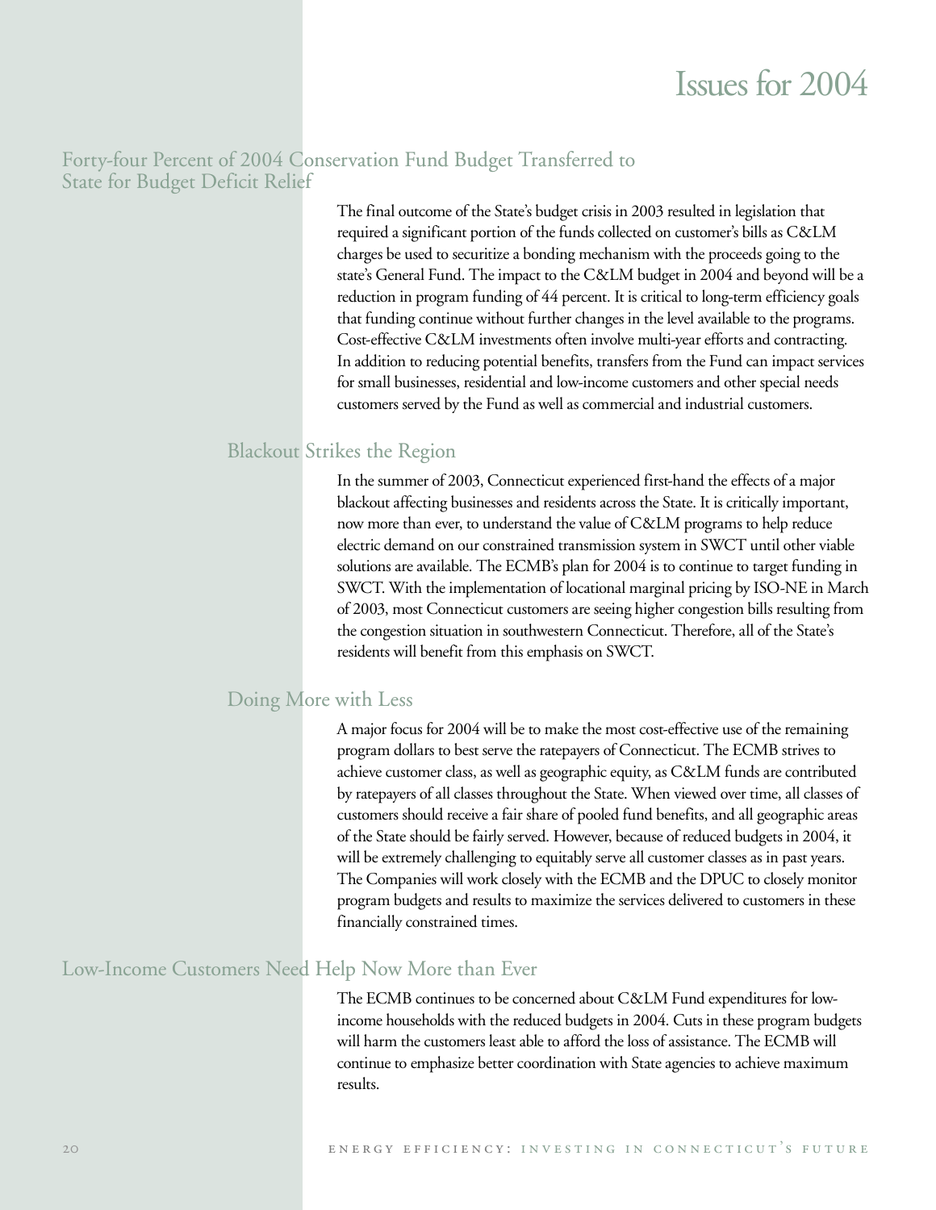# Issues for 2004

## Forty-four Percent of 2004 Conservation Fund Budget Transferred to State for Budget Deficit Relief

The final outcome of the State's budget crisis in 2003 resulted in legislation that required a significant portion of the funds collected on customer's bills as C&LM charges be used to securitize a bonding mechanism with the proceeds going to the state's General Fund. The impact to the C&LM budget in 2004 and beyond will be a reduction in program funding of 44 percent. It is critical to long-term efficiency goals that funding continue without further changes in the level available to the programs. Cost-effective C&LM investments often involve multi-year efforts and contracting. In addition to reducing potential benefits, transfers from the Fund can impact services for small businesses, residential and low-income customers and other special needs customers served by the Fund as well as commercial and industrial customers.

### Blackout Strikes the Region

In the summer of 2003, Connecticut experienced first-hand the effects of a major blackout affecting businesses and residents across the State. It is critically important, now more than ever, to understand the value of C&LM programs to help reduce electric demand on our constrained transmission system in SWCT until other viable solutions are available. The ECMB's plan for 2004 is to continue to target funding in SWCT. With the implementation of locational marginal pricing by ISO-NE in March of 2003, most Connecticut customers are seeing higher congestion bills resulting from the congestion situation in southwestern Connecticut. Therefore, all of the State's residents will benefit from this emphasis on SWCT.

### Doing More with Less

A major focus for 2004 will be to make the most cost-effective use of the remaining program dollars to best serve the ratepayers of Connecticut. The ECMB strives to achieve customer class, as well as geographic equity, as C&LM funds are contributed by ratepayers of all classes throughout the State. When viewed over time, all classes of customers should receive a fair share of pooled fund benefits, and all geographic areas of the State should be fairly served. However, because of reduced budgets in 2004, it will be extremely challenging to equitably serve all customer classes as in past years. The Companies will work closely with the ECMB and the DPUC to closely monitor program budgets and results to maximize the services delivered to customers in these financially constrained times.

## Low-Income Customers Need Help Now More than Ever

The ECMB continues to be concerned about C&LM Fund expenditures for low-income households with the reduced budgets in 2004. Cuts in these program budgets will harm the customers least able to afford the loss of assistance. The ECMB will continue to emphasize better coordination with State agencies to achieve maximum results.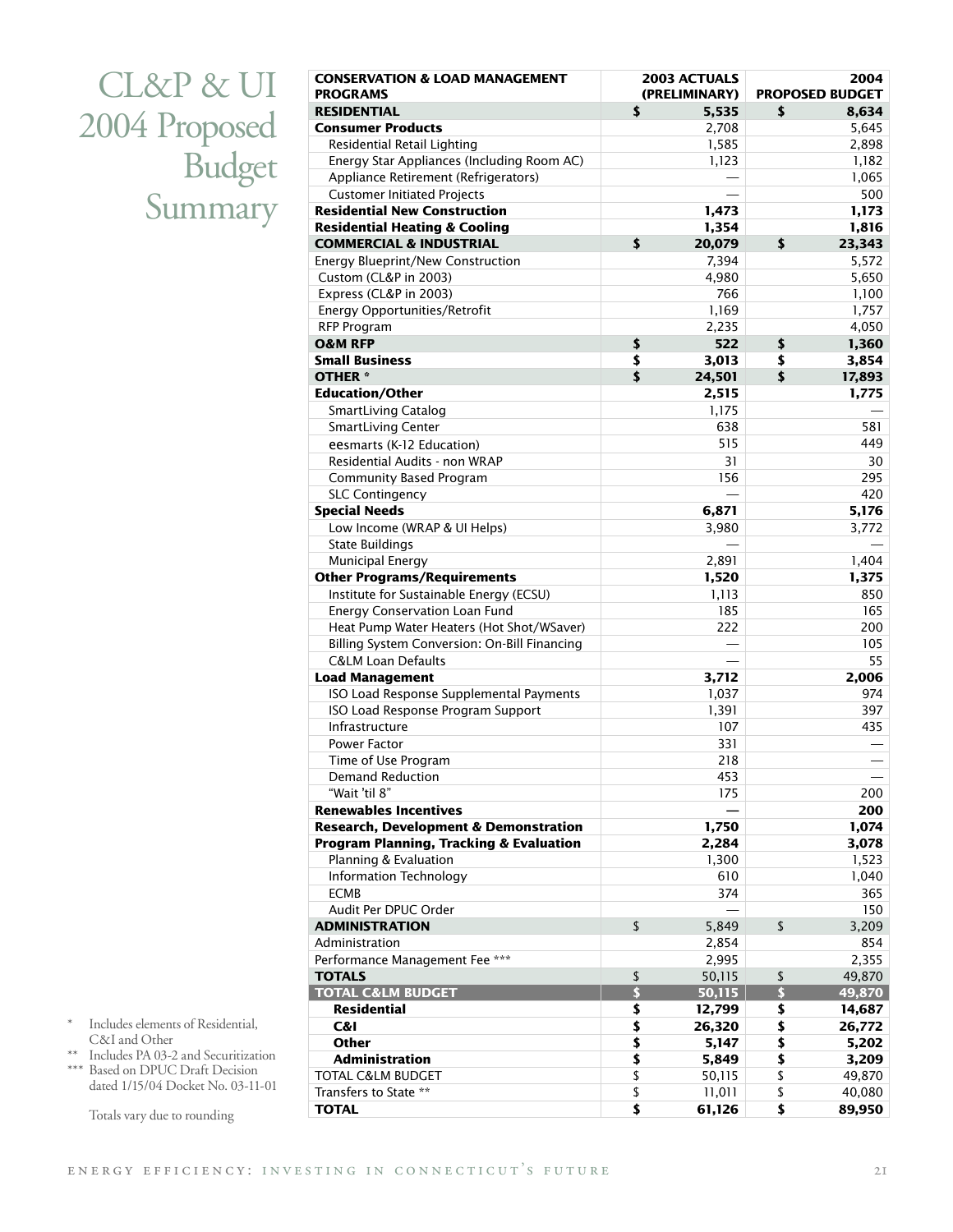# CL&P & UI 2004 Proposed Budget Summary

| CONSERVATION & LOAD MANAGEMENT PROGRAMS | 2003 ACTUALS (PRELIMINARY) | 2004 PROPOSED BUDGET |
|---|---|---|
| **RESIDENTIAL** | **$ 5,535** | **$ 8,634** |
| **Consumer Products** | 2,708 | 5,645 |
| Residential Retail Lighting | 1,585 | 2,898 |
| Energy Star Appliances (Including Room AC) | 1,123 | 1,182 |
| Appliance Retirement (Refrigerators) | — | 1,065 |
| Customer Initiated Projects | — | 500 |
| **Residential New Construction** | **1,473** | **1,173** |
| **Residential Heating & Cooling** | **1,354** | **1,816** |
| **COMMERCIAL & INDUSTRIAL** | **$ 20,079** | **$ 23,343** |
| Energy Blueprint/New Construction | 7,394 | 5,572 |
| Custom (CL&P in 2003) | 4,980 | 5,650 |
| Express (CL&P in 2003) | 766 | 1,100 |
| Energy Opportunities/Retrofit | 1,169 | 1,757 |
| RFP Program | 2,235 | 4,050 |
| **O&M RFP** | **$ 522** | **$ 1,360** |
| **Small Business** | **$ 3,013** | **$ 3,854** |
| **OTHER *** | **$ 24,501** | **$ 17,893** |
| **Education/Other** | **2,515** | **1,775** |
| SmartLiving Catalog | 1,175 | — |
| SmartLiving Center | 638 | 581 |
| eesmarts (K-12 Education) | 515 | 449 |
| Residential Audits - non WRAP | 31 | 30 |
| Community Based Program | 156 | 295 |
| SLC Contingency | — | 420 |
| **Special Needs** | **6,871** | **5,176** |
| Low Income (WRAP & UI Helps) | 3,980 | 3,772 |
| State Buildings | — | — |
| Municipal Energy | 2,891 | 1,404 |
| **Other Programs/Requirements** | **1,520** | **1,375** |
| Institute for Sustainable Energy (ECSU) | 1,113 | 850 |
| Energy Conservation Loan Fund | 185 | 165 |
| Heat Pump Water Heaters (Hot Shot/WSaver) | 222 | 200 |
| Billing System Conversion: On-Bill Financing | — | 105 |
| C&LM Loan Defaults | — | 55 |
| **Load Management** | **3,712** | **2,006** |
| ISO Load Response Supplemental Payments | 1,037 | 974 |
| ISO Load Response Program Support | 1,391 | 397 |
| Infrastructure | 107 | 435 |
| Power Factor | 331 | — |
| Time of Use Program | 218 | — |
| Demand Reduction | 453 | — |
| "Wait 'til 8" | 175 | 200 |
| **Renewables Incentives** | **—** | **200** |
| **Research, Development & Demonstration** | **1,750** | **1,074** |
| **Program Planning, Tracking & Evaluation** | **2,284** | **3,078** |
| Planning & Evaluation | 1,300 | 1,523 |
| Information Technology | 610 | 1,040 |
| ECMB | 374 | 365 |
| Audit Per DPUC Order | — | 150 |
| **ADMINISTRATION** | $ 5,849 | $ 3,209 |
| Administration | 2,854 | 854 |
| Performance Management Fee *** | 2,995 | 2,355 |
| **TOTALS** | $ 50,115 | $ 49,870 |
| **TOTAL C&LM BUDGET** | **$ 50,115** | **$ 49,870** |
| **Residential** | **$ 12,799** | **$ 14,687** |
| **C&I** | **$ 26,320** | **$ 26,772** |
| **Other** | **$ 5,147** | **$ 5,202** |
| **Administration** | **$ 5,849** | **$ 3,209** |
| TOTAL C&LM BUDGET | $ 50,115 | $ 49,870 |
| Transfers to State ** | $ 11,011 | $ 40,080 |
| **TOTAL** | **$ 61,126** | **$ 89,950** |

\* Includes elements of Residential, C&I and Other

** Includes PA 03-2 and Securitization

*** Based on DPUC Draft Decision dated 1/15/04 Docket No. 03-11-01

Totals vary due to rounding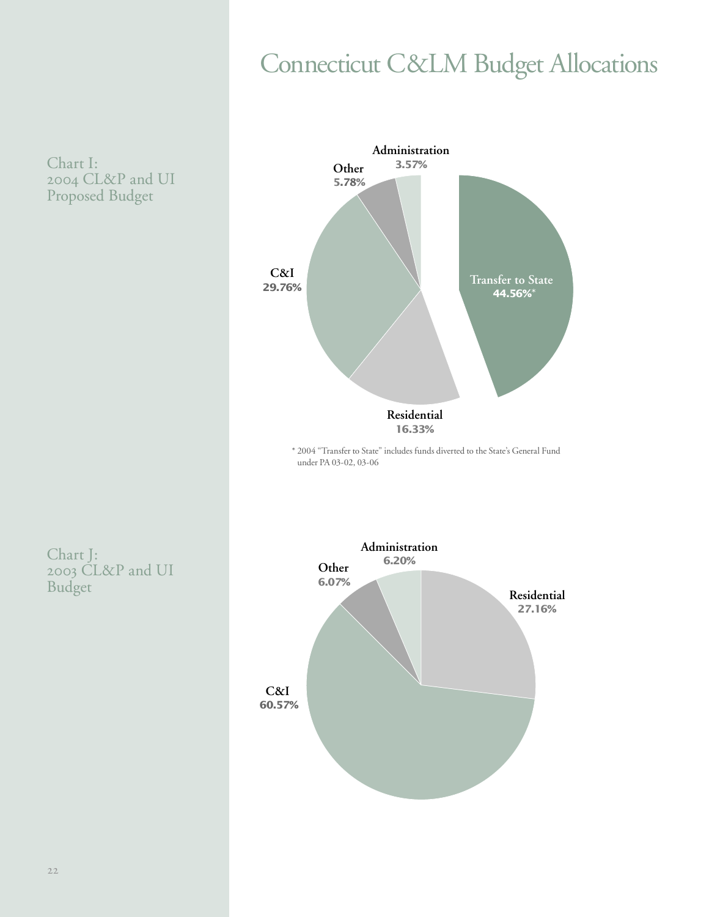# Connecticut C&LM Budget Allocations

Chart I:
2004 CL&P and UI Proposed Budget

| Category | Percentage |
| --- | --- |
| Transfer to State | 44.56%* |
| C&I | 29.76% |
| Residential | 16.33% |
| Other | 5.78% |
| Administration | 3.57% |

\* 2004 "Transfer to State" includes funds diverted to the State's General Fund under PA 03-02, 03-06

Chart J:
2003 CL&P and UI Budget

| Category | Percentage |
| --- | --- |
| C&I | 60.57% |
| Residential | 27.16% |
| Administration | 6.20% |
| Other | 6.07% |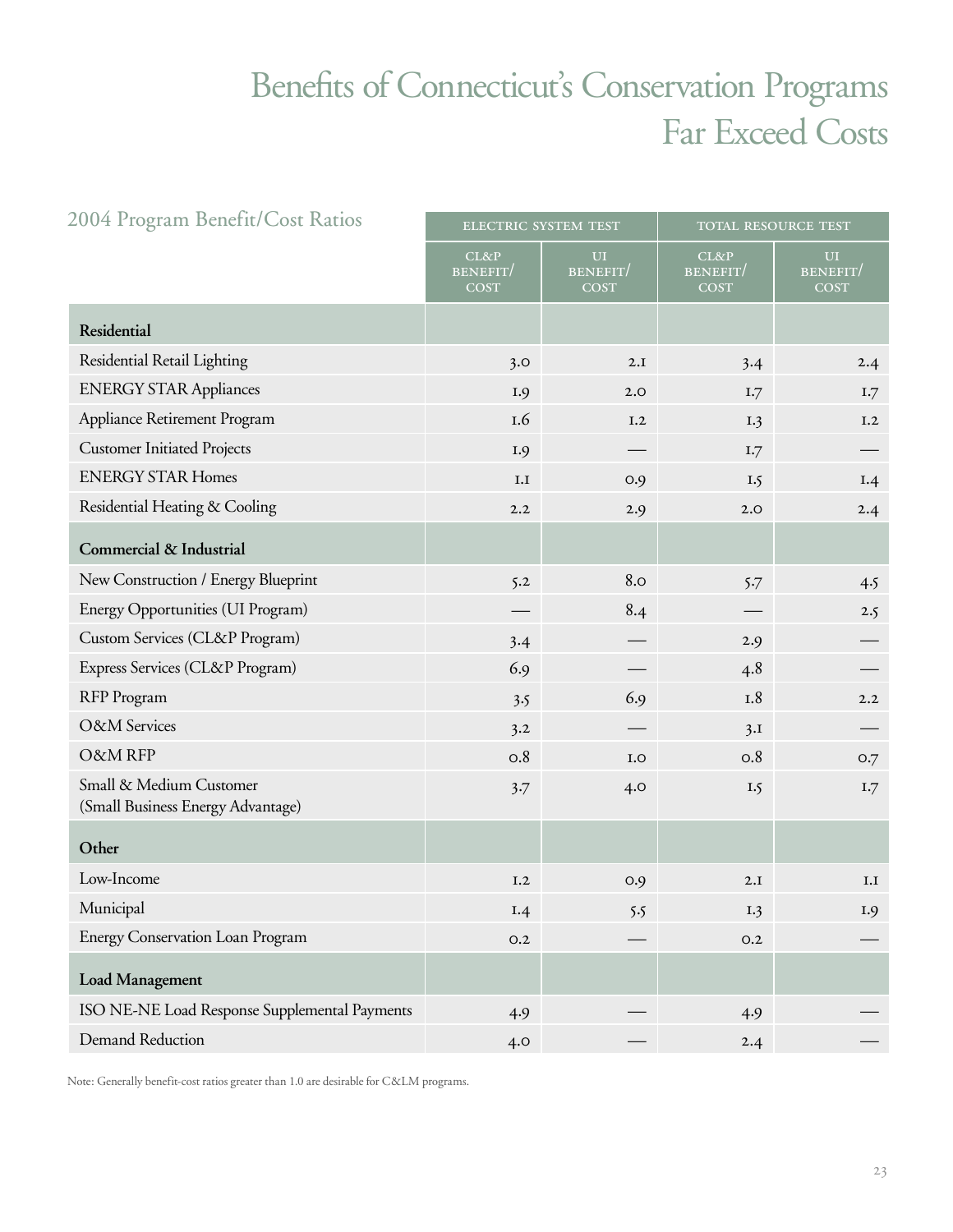# Benefits of Connecticut's Conservation Programs Far Exceed Costs

## 2004 Program Benefit/Cost Ratios

| | Electric System Test | | Total Resource Test | |
|---|---|---|---|---|
| | CL&P Benefit/Cost | UI Benefit/Cost | CL&P Benefit/Cost | UI Benefit/Cost |
| **Residential** | | | | |
| Residential Retail Lighting | 3.0 | 2.1 | 3.4 | 2.4 |
| ENERGY STAR Appliances | 1.9 | 2.0 | 1.7 | 1.7 |
| Appliance Retirement Program | 1.6 | 1.2 | 1.3 | 1.2 |
| Customer Initiated Projects | 1.9 | — | 1.7 | — |
| ENERGY STAR Homes | 1.1 | 0.9 | 1.5 | 1.4 |
| Residential Heating & Cooling | 2.2 | 2.9 | 2.0 | 2.4 |
| **Commercial & Industrial** | | | | |
| New Construction / Energy Blueprint | 5.2 | 8.0 | 5.7 | 4.5 |
| Energy Opportunities (UI Program) | — | 8.4 | — | 2.5 |
| Custom Services (CL&P Program) | 3.4 | — | 2.9 | — |
| Express Services (CL&P Program) | 6.9 | — | 4.8 | — |
| RFP Program | 3.5 | 6.9 | 1.8 | 2.2 |
| O&M Services | 3.2 | — | 3.1 | — |
| O&M RFP | 0.8 | 1.0 | 0.8 | 0.7 |
| Small & Medium Customer (Small Business Energy Advantage) | 3.7 | 4.0 | 1.5 | 1.7 |
| **Other** | | | | |
| Low-Income | 1.2 | 0.9 | 2.1 | 1.1 |
| Municipal | 1.4 | 5.5 | 1.3 | 1.9 |
| Energy Conservation Loan Program | 0.2 | — | 0.2 | — |
| **Load Management** | | | | |
| ISO NE-NE Load Response Supplemental Payments | 4.9 | — | 4.9 | — |
| Demand Reduction | 4.0 | — | 2.4 | — |

Note: Generally benefit-cost ratios greater than 1.0 are desirable for C&LM programs.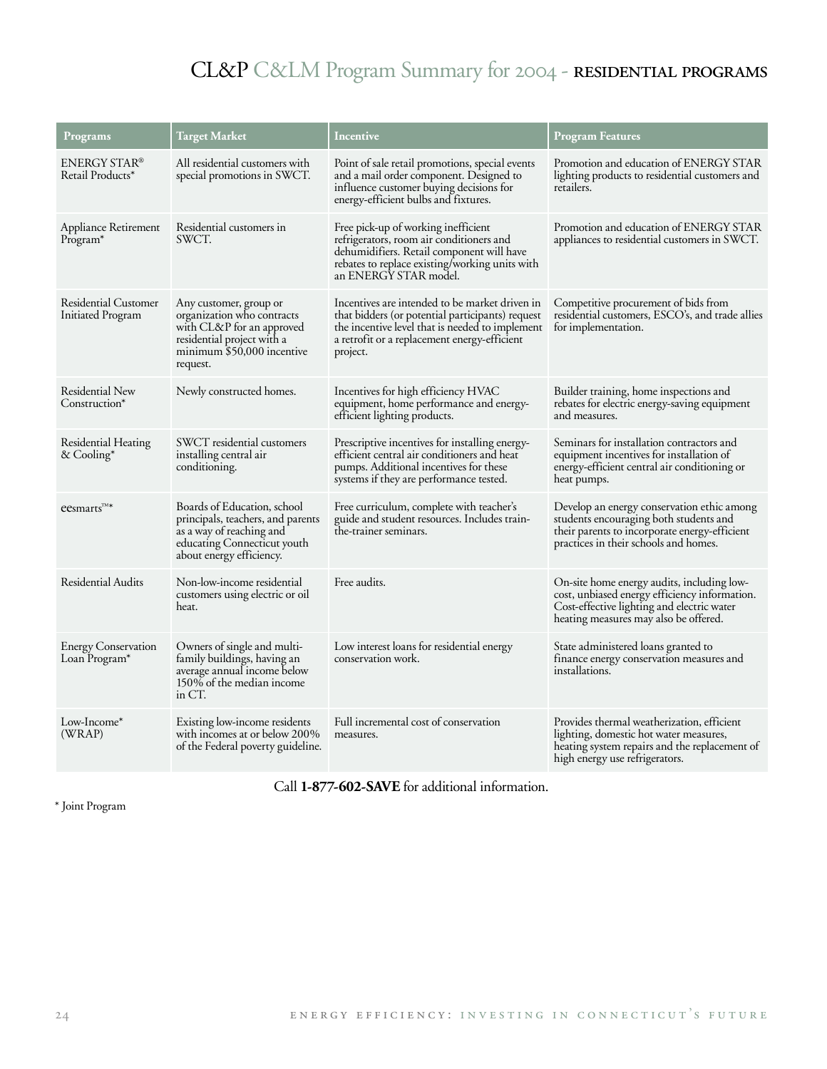# CL&P C&LM Program Summary for 2004 - RESIDENTIAL PROGRAMS

| Programs | Target Market | Incentive | Program Features |
|---|---|---|---|
| ENERGY STAR® Retail Products* | All residential customers with special promotions in SWCT. | Point of sale retail promotions, special events and a mail order component. Designed to influence customer buying decisions for energy-efficient bulbs and fixtures. | Promotion and education of ENERGY STAR lighting products to residential customers and retailers. |
| Appliance Retirement Program* | Residential customers in SWCT. | Free pick-up of working inefficient refrigerators, room air conditioners and dehumidifiers. Retail component will have rebates to replace existing/working units with an ENERGY STAR model. | Promotion and education of ENERGY STAR appliances to residential customers in SWCT. |
| Residential Customer Initiated Program | Any customer, group or organization who contracts with CL&P for an approved residential project with a minimum $50,000 incentive request. | Incentives are intended to be market driven in that bidders (or potential participants) request the incentive level that is needed to implement a retrofit or a replacement energy-efficient project. | Competitive procurement of bids from residential customers, ESCO's, and trade allies for implementation. |
| Residential New Construction* | Newly constructed homes. | Incentives for high efficiency HVAC equipment, home performance and energy-efficient lighting products. | Builder training, home inspections and rebates for electric energy-saving equipment and measures. |
| Residential Heating & Cooling* | SWCT residential customers installing central air conditioning. | Prescriptive incentives for installing energy-efficient central air conditioners and heat pumps. Additional incentives for these systems if they are performance tested. | Seminars for installation contractors and equipment incentives for installation of energy-efficient central air conditioning or heat pumps. |
| eesmarts™* | Boards of Education, school principals, teachers, and parents as a way of reaching and educating Connecticut youth about energy efficiency. | Free curriculum, complete with teacher's guide and student resources. Includes train-the-trainer seminars. | Develop an energy conservation ethic among students encouraging both students and their parents to incorporate energy-efficient practices in their schools and homes. |
| Residential Audits | Non-low-income residential customers using electric or oil heat. | Free audits. | On-site home energy audits, including low-cost, unbiased energy efficiency information. Cost-effective lighting and electric water heating measures may also be offered. |
| Energy Conservation Loan Program* | Owners of single and multi-family buildings, having an average annual income below 150% of the median income in CT. | Low interest loans for residential energy conservation work. | State administered loans granted to finance energy conservation measures and installations. |
| Low-Income* (WRAP) | Existing low-income residents with incomes at or below 200% of the Federal poverty guideline. | Full incremental cost of conservation measures. | Provides thermal weatherization, efficient lighting, domestic hot water measures, heating system repairs and the replacement of high energy use refrigerators. |

Call **1-877-602-SAVE** for additional information.

\* Joint Program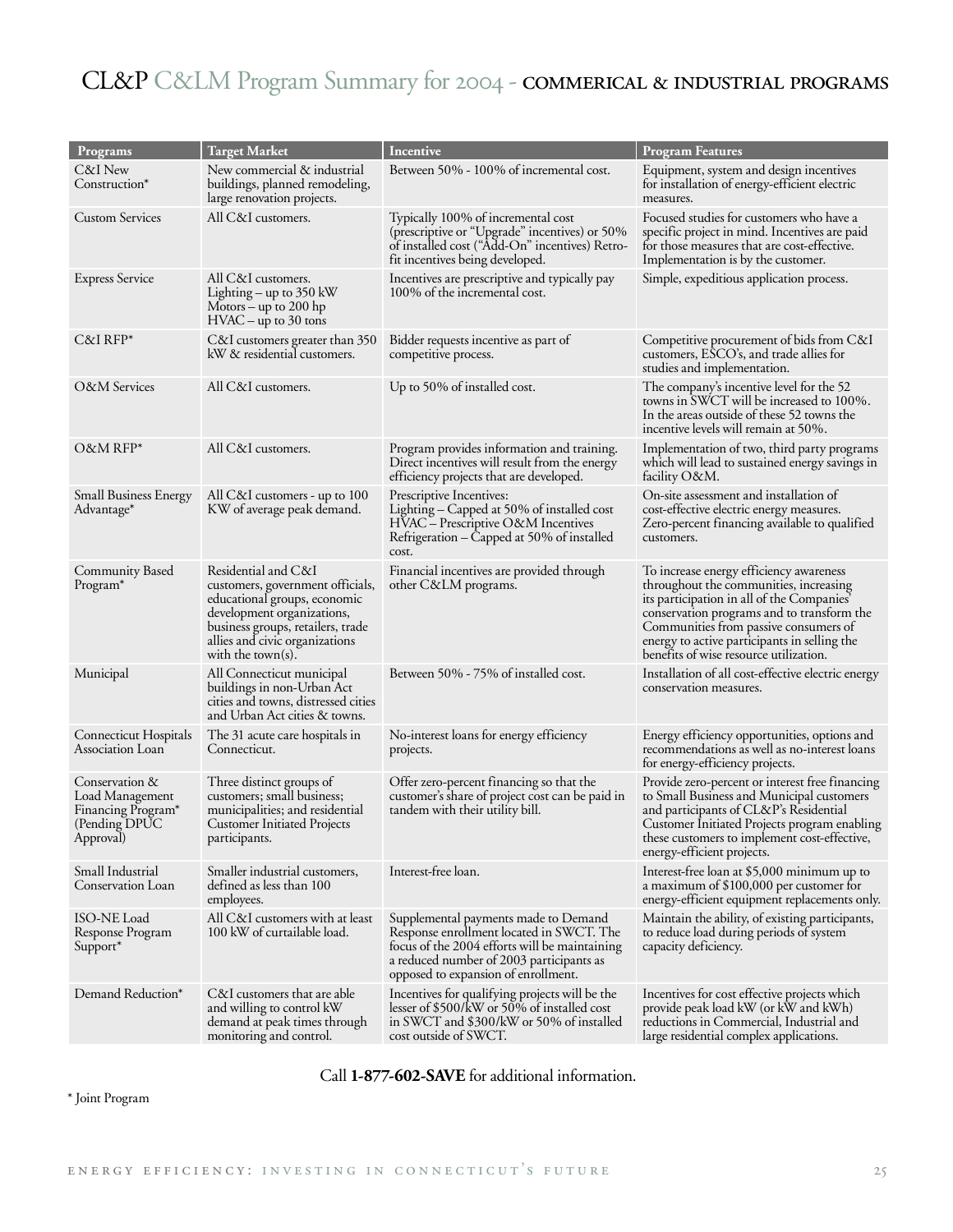# CL&P C&LM Program Summary for 2004 - COMMERICAL & INDUSTRIAL PROGRAMS

| Programs | Target Market | Incentive | Program Features |
|---|---|---|---|
| C&I New Construction* | New commercial & industrial buildings, planned remodeling, large renovation projects. | Between 50% - 100% of incremental cost. | Equipment, system and design incentives for installation of energy-efficient electric measures. |
| Custom Services | All C&I customers. | Typically 100% of incremental cost (prescriptive or "Upgrade" incentives) or 50% of installed cost ("Add-On" incentives) Retro-fit incentives being developed. | Focused studies for customers who have a specific project in mind. Incentives are paid for those measures that are cost-effective. Implementation is by the customer. |
| Express Service | All C&I customers. Lighting – up to 350 kW Motors – up to 200 hp HVAC – up to 30 tons | Incentives are prescriptive and typically pay 100% of the incremental cost. | Simple, expeditious application process. |
| C&I RFP* | C&I customers greater than 350 kW & residential customers. | Bidder requests incentive as part of competitive process. | Competitive procurement of bids from C&I customers, ESCO's, and trade allies for studies and implementation. |
| O&M Services | All C&I customers. | Up to 50% of installed cost. | The company's incentive level for the 52 towns in SWCT will be increased to 100%. In the areas outside of these 52 towns the incentive levels will remain at 50%. |
| O&M RFP* | All C&I customers. | Program provides information and training. Direct incentives will result from the energy efficiency projects that are developed. | Implementation of two, third party programs which will lead to sustained energy savings in facility O&M. |
| Small Business Energy Advantage* | All C&I customers - up to 100 KW of average peak demand. | Prescriptive Incentives: Lighting – Capped at 50% of installed cost HVAC – Prescriptive O&M Incentives Refrigeration – Capped at 50% of installed cost. | On-site assessment and installation of cost-effective electric energy measures. Zero-percent financing available to qualified customers. |
| Community Based Program* | Residential and C&I customers, government officials, educational groups, economic development organizations, business groups, retailers, trade allies and civic organizations with the town(s). | Financial incentives are provided through other C&LM programs. | To increase energy efficiency awareness throughout the communities, increasing its participation in all of the Companies' conservation programs and to transform the Communities from passive consumers of energy to active participants in selling the benefits of wise resource utilization. |
| Municipal | All Connecticut municipal buildings in non-Urban Act cities and towns, distressed cities and Urban Act cities & towns. | Between 50% - 75% of installed cost. | Installation of all cost-effective electric energy conservation measures. |
| Connecticut Hospitals Association Loan | The 31 acute care hospitals in Connecticut. | No-interest loans for energy efficiency projects. | Energy efficiency opportunities, options and recommendations as well as no-interest loans for energy-efficiency projects. |
| Conservation & Load Management Financing Program* (Pending DPUC Approval) | Three distinct groups of customers; small business; municipalities; and residential Customer Initiated Projects participants. | Offer zero-percent financing so that the customer's share of project cost can be paid in tandem with their utility bill. | Provide zero-percent or interest free financing to Small Business and Municipal customers and participants of CL&P's Residential Customer Initiated Projects program enabling these customers to implement cost-effective, energy-efficient projects. |
| Small Industrial Conservation Loan | Smaller industrial customers, defined as less than 100 employees. | Interest-free loan. | Interest-free loan at $5,000 minimum up to a maximum of $100,000 per customer for energy-efficient equipment replacements only. |
| ISO-NE Load Response Program Support* | All C&I customers with at least 100 kW of curtailable load. | Supplemental payments made to Demand Response enrollment located in SWCT. The focus of the 2004 efforts will be maintaining a reduced number of 2003 participants as opposed to expansion of enrollment. | Maintain the ability, of existing participants, to reduce load during periods of system capacity deficiency. |
| Demand Reduction* | C&I customers that are able and willing to control kW demand at peak times through monitoring and control. | Incentives for qualifying projects will be the lesser of $500/kW or 50% of installed cost in SWCT and $300/kW or 50% of installed cost outside of SWCT. | Incentives for cost effective projects which provide peak load kW (or kW and kWh) reductions in Commercial, Industrial and large residential complex applications. |

Call **1-877-602-SAVE** for additional information.

* Joint Program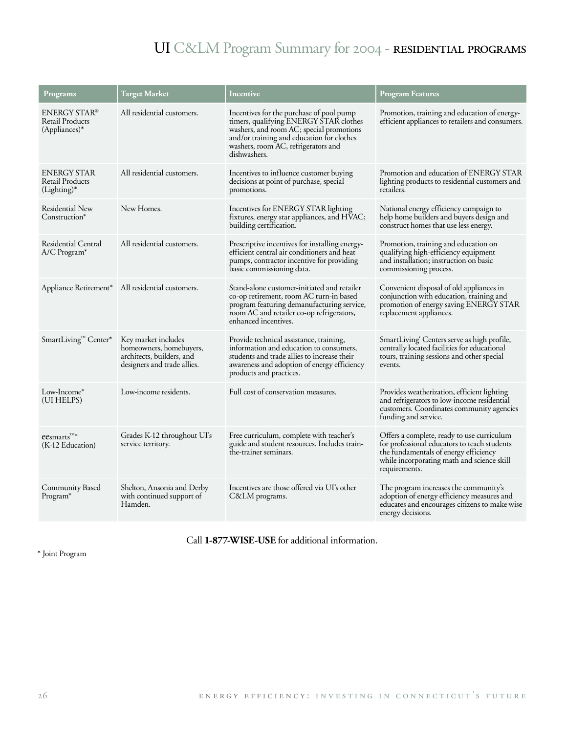# UI C&LM Program Summary for 2004 - RESIDENTIAL PROGRAMS

| Programs | Target Market | Incentive | Program Features |
|---|---|---|---|
| ENERGY STAR® Retail Products (Appliances)* | All residential customers. | Incentives for the purchase of pool pump timers, qualifying ENERGY STAR clothes washers, and room AC; special promotions and/or training and education for clothes washers, room AC, refrigerators and dishwashers. | Promotion, training and education of energy-efficient appliances to retailers and consumers. |
| ENERGY STAR Retail Products (Lighting)* | All residential customers. | Incentives to influence customer buying decisions at point of purchase, special promotions. | Promotion and education of ENERGY STAR lighting products to residential customers and retailers. |
| Residential New Construction* | New Homes. | Incentives for ENERGY STAR lighting fixtures, energy star appliances, and HVAC; building certification. | National energy efficiency campaign to help home builders and buyers design and construct homes that use less energy. |
| Residential Central A/C Program* | All residential customers. | Prescriptive incentives for installing energy-efficient central air conditioners and heat pumps, contractor incentive for providing basic commissioning data. | Promotion, training and education on qualifying high-efficiency equipment and installation; instruction on basic commissioning process. |
| Appliance Retirement* | All residential customers. | Stand-alone customer-initiated and retailer co-op retirement, room AC turn-in based program featuring demanufacturing service, room AC and retailer co-op refrigerators, enhanced incentives. | Convenient disposal of old appliances in conjunction with education, training and promotion of energy saving ENERGY STAR replacement appliances. |
| SmartLiving™ Center* | Key market includes homeowners, homebuyers, architects, builders, and designers and trade allies. | Provide technical assistance, training, information and education to consumers, students and trade allies to increase their awareness and adoption of energy efficiency products and practices. | SmartLiving' Centers serve as high profile, centrally located facilities for educational tours, training sessions and other special events. |
| Low-Income* (UI HELPS) | Low-income residents. | Full cost of conservation measures. | Provides weatherization, efficient lighting and refrigerators to low-income residential customers. Coordinates community agencies funding and service. |
| eesmarts™* (K-12 Education) | Grades K-12 throughout UI's service territory. | Free curriculum, complete with teacher's guide and student resources. Includes train-the-trainer seminars. | Offers a complete, ready to use curriculum for professional educators to teach students the fundamentals of energy efficiency while incorporating math and science skill requirements. |
| Community Based Program* | Shelton, Ansonia and Derby with continued support of Hamden. | Incentives are those offered via UI's other C&LM programs. | The program increases the community's adoption of energy efficiency measures and educates and encourages citizens to make wise energy decisions. |

Call **1-877-WISE-USE** for additional information.

* Joint Program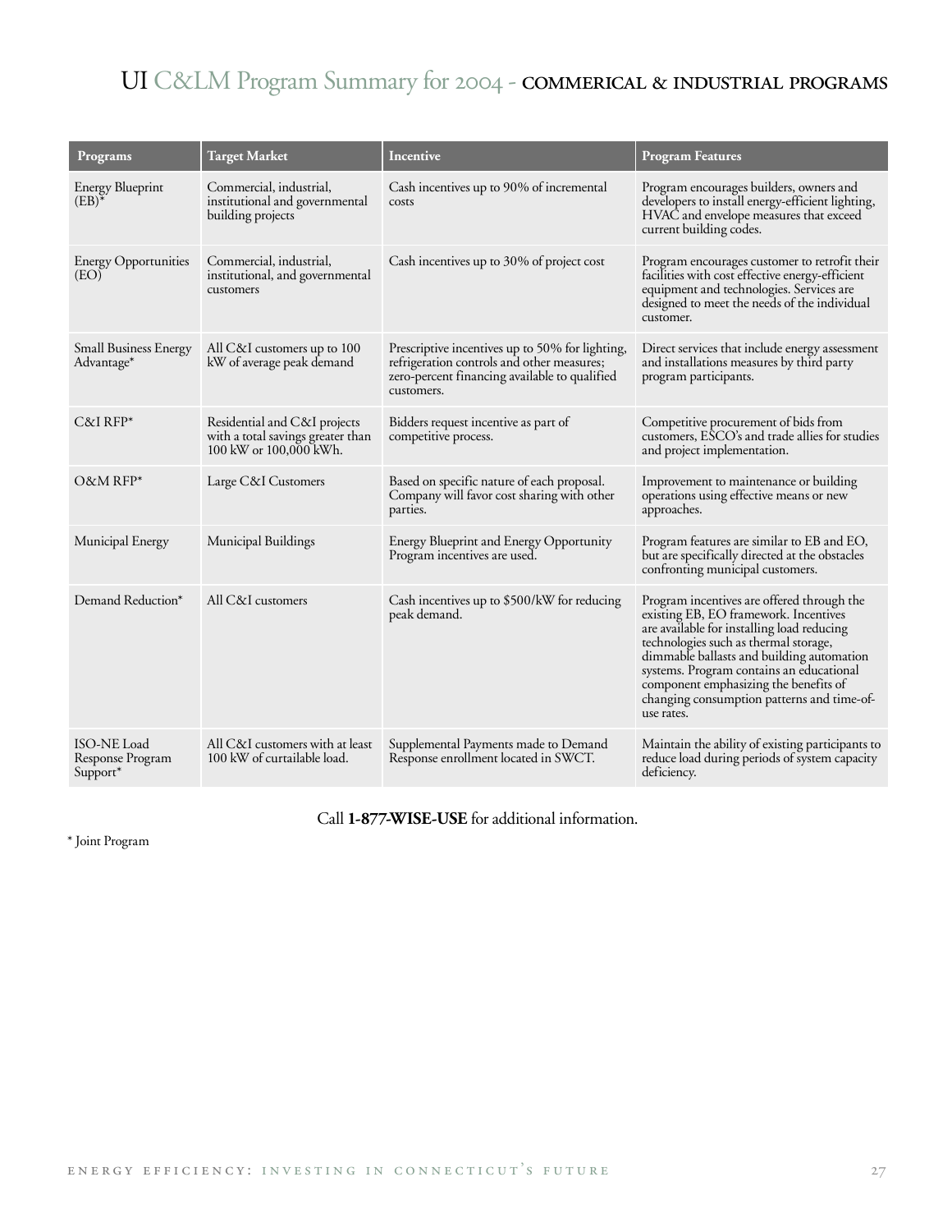# UI C&LM Program Summary for 2004 - COMMERICAL & INDUSTRIAL PROGRAMS

| Programs | Target Market | Incentive | Program Features |
|---|---|---|---|
| Energy Blueprint (EB)* | Commercial, industrial, institutional and governmental building projects | Cash incentives up to 90% of incremental costs | Program encourages builders, owners and developers to install energy-efficient lighting, HVAC and envelope measures that exceed current building codes. |
| Energy Opportunities (EO) | Commercial, industrial, institutional, and governmental customers | Cash incentives up to 30% of project cost | Program encourages customer to retrofit their facilities with cost effective energy-efficient equipment and technologies. Services are designed to meet the needs of the individual customer. |
| Small Business Energy Advantage* | All C&I customers up to 100 kW of average peak demand | Prescriptive incentives up to 50% for lighting, refrigeration controls and other measures; zero-percent financing available to qualified customers. | Direct services that include energy assessment and installations measures by third party program participants. |
| C&I RFP* | Residential and C&I projects with a total savings greater than 100 kW or 100,000 kWh. | Bidders request incentive as part of competitive process. | Competitive procurement of bids from customers, ESCO's and trade allies for studies and project implementation. |
| O&M RFP* | Large C&I Customers | Based on specific nature of each proposal. Company will favor cost sharing with other parties. | Improvement to maintenance or building operations using effective means or new approaches. |
| Municipal Energy | Municipal Buildings | Energy Blueprint and Energy Opportunity Program incentives are used. | Program features are similar to EB and EO, but are specifically directed at the obstacles confronting municipal customers. |
| Demand Reduction* | All C&I customers | Cash incentives up to $500/kW for reducing peak demand. | Program incentives are offered through the existing EB, EO framework. Incentives are available for installing load reducing technologies such as thermal storage, dimmable ballasts and building automation systems. Program contains an educational component emphasizing the benefits of changing consumption patterns and time-of-use rates. |
| ISO-NE Load Response Program Support* | All C&I customers with at least 100 kW of curtailable load. | Supplemental Payments made to Demand Response enrollment located in SWCT. | Maintain the ability of existing participants to reduce load during periods of system capacity deficiency. |

Call **1-877-WISE-USE** for additional information.

* Joint Program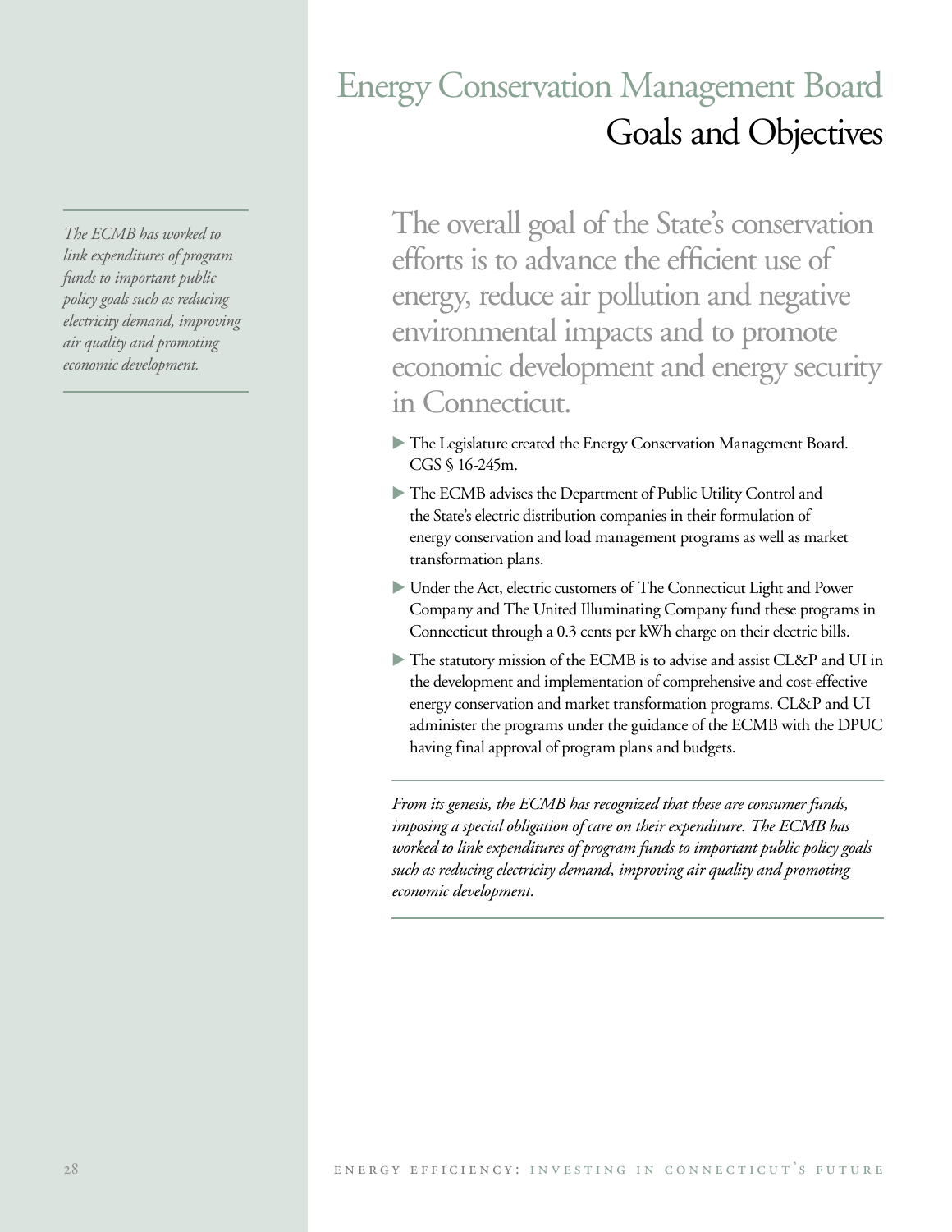# Energy Conservation Management Board
## Goals and Objectives

*The ECMB has worked to link expenditures of program funds to important public policy goals such as reducing electricity demand, improving air quality and promoting economic development.*

The overall goal of the State's conservation efforts is to advance the efficient use of energy, reduce air pollution and negative environmental impacts and to promote economic development and energy security in Connecticut.

- The Legislature created the Energy Conservation Management Board. CGS § 16-245m.
- The ECMB advises the Department of Public Utility Control and the State's electric distribution companies in their formulation of energy conservation and load management programs as well as market transformation plans.
- Under the Act, electric customers of The Connecticut Light and Power Company and The United Illuminating Company fund these programs in Connecticut through a 0.3 cents per kWh charge on their electric bills.
- The statutory mission of the ECMB is to advise and assist CL&P and UI in the development and implementation of comprehensive and cost-effective energy conservation and market transformation programs. CL&P and UI administer the programs under the guidance of the ECMB with the DPUC having final approval of program plans and budgets.

---

*From its genesis, the ECMB has recognized that these are consumer funds, imposing a special obligation of care on their expenditure. The ECMB has worked to link expenditures of program funds to important public policy goals such as reducing electricity demand, improving air quality and promoting economic development.*

---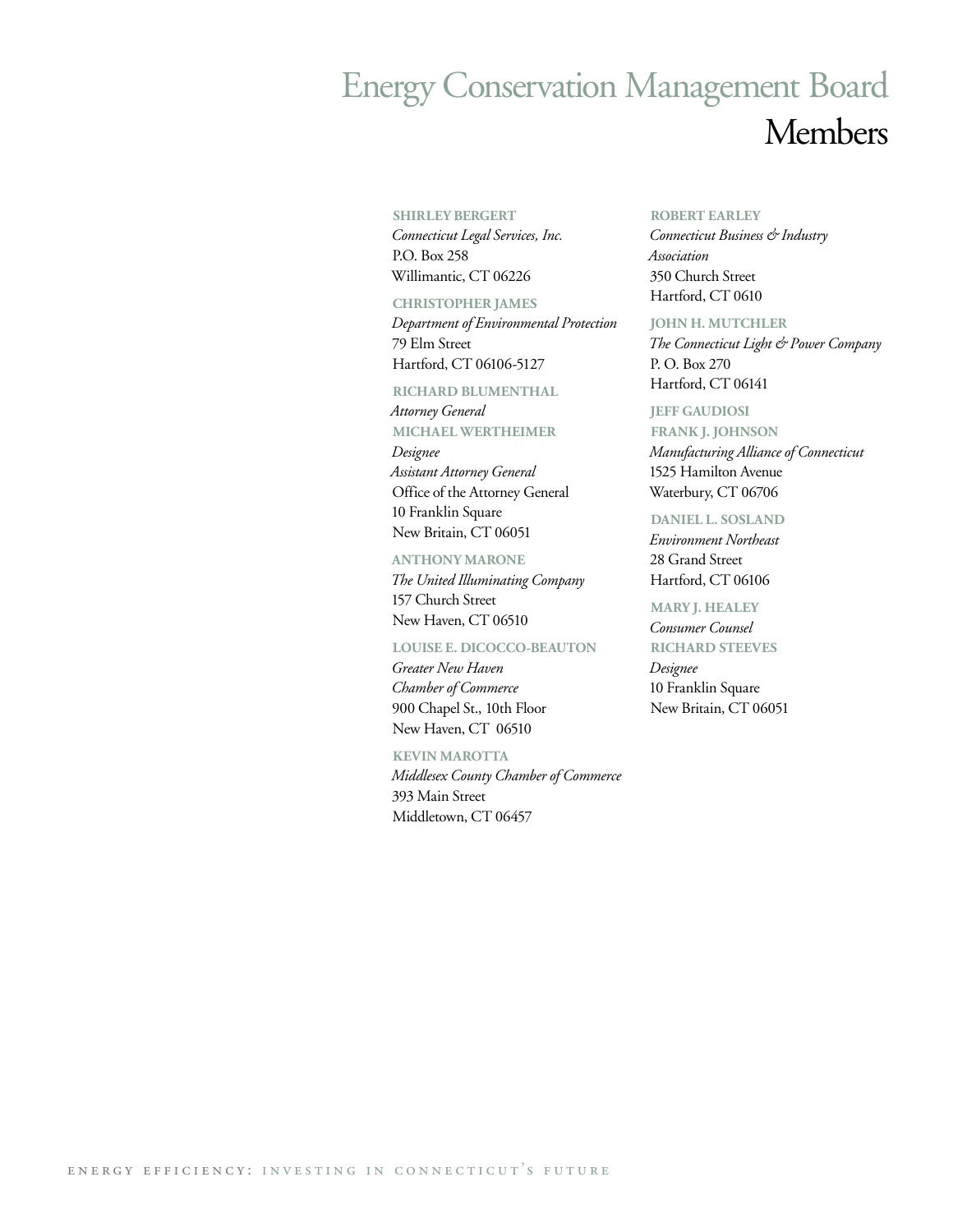# Energy Conservation Management Board

## Members

**SHIRLEY BERGERT**
*Connecticut Legal Services, Inc.*
P.O. Box 258
Willimantic, CT 06226

**CHRISTOPHER JAMES**
*Department of Environmental Protection*
79 Elm Street
Hartford, CT 06106-5127

**RICHARD BLUMENTHAL**
*Attorney General*

**MICHAEL WERTHEIMER**
*Designee*
*Assistant Attorney General*
Office of the Attorney General
10 Franklin Square
New Britain, CT 06051

**ANTHONY MARONE**
*The United Illuminating Company*
157 Church Street
New Haven, CT 06510

**LOUISE E. DICOCCO-BEAUTON**
*Greater New Haven Chamber of Commerce*
900 Chapel St., 10th Floor
New Haven, CT 06510

**KEVIN MAROTTA**
*Middlesex County Chamber of Commerce*
393 Main Street
Middletown, CT 06457

**ROBERT EARLEY**
*Connecticut Business & Industry Association*
350 Church Street
Hartford, CT 0610

**JOHN H. MUTCHLER**
*The Connecticut Light & Power Company*
P. O. Box 270
Hartford, CT 06141

**JEFF GAUDIOSI**

**FRANK J. JOHNSON**
*Manufacturing Alliance of Connecticut*
1525 Hamilton Avenue
Waterbury, CT 06706

**DANIEL L. SOSLAND**
*Environment Northeast*
28 Grand Street
Hartford, CT 06106

**MARY J. HEALEY**
*Consumer Counsel*

**RICHARD STEEVES**
*Designee*
10 Franklin Square
New Britain, CT 06051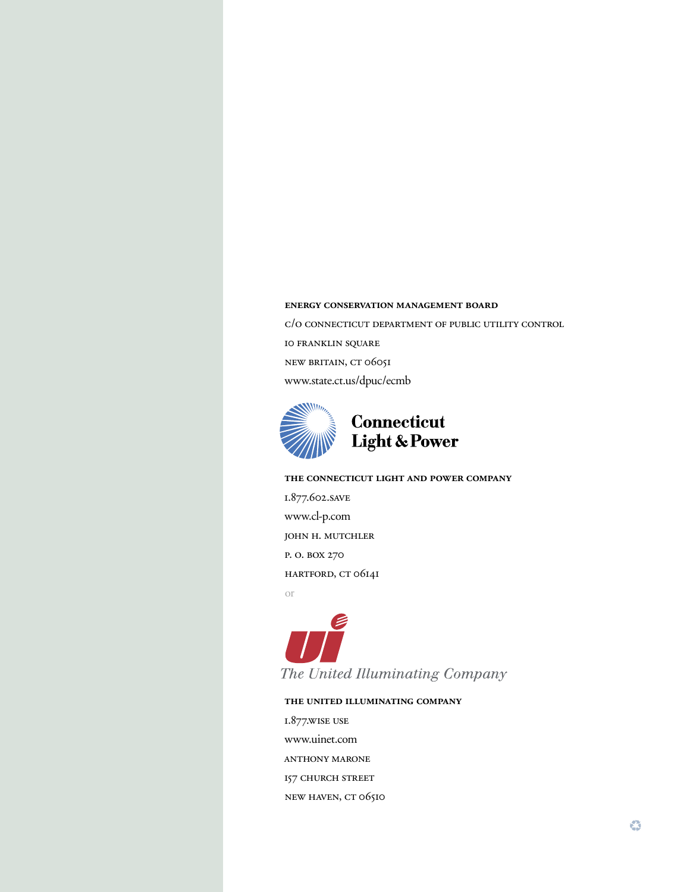**ENERGY CONSERVATION MANAGEMENT BOARD**

C/O CONNECTICUT DEPARTMENT OF PUBLIC UTILITY CONTROL

10 FRANKLIN SQUARE

NEW BRITAIN, CT 06051

www.state.ct.us/dpuc/ecmb

Connecticut Light & Power

**THE CONNECTICUT LIGHT AND POWER COMPANY**

1.877.602.SAVE

www.cl-p.com

JOHN H. MUTCHLER

P. O. BOX 270

HARTFORD, CT 06141

or

*The United Illuminating Company*

**THE UNITED ILLUMINATING COMPANY**

1.877.WISE USE

www.uinet.com

ANTHONY MARONE

157 CHURCH STREET

NEW HAVEN, CT 06510